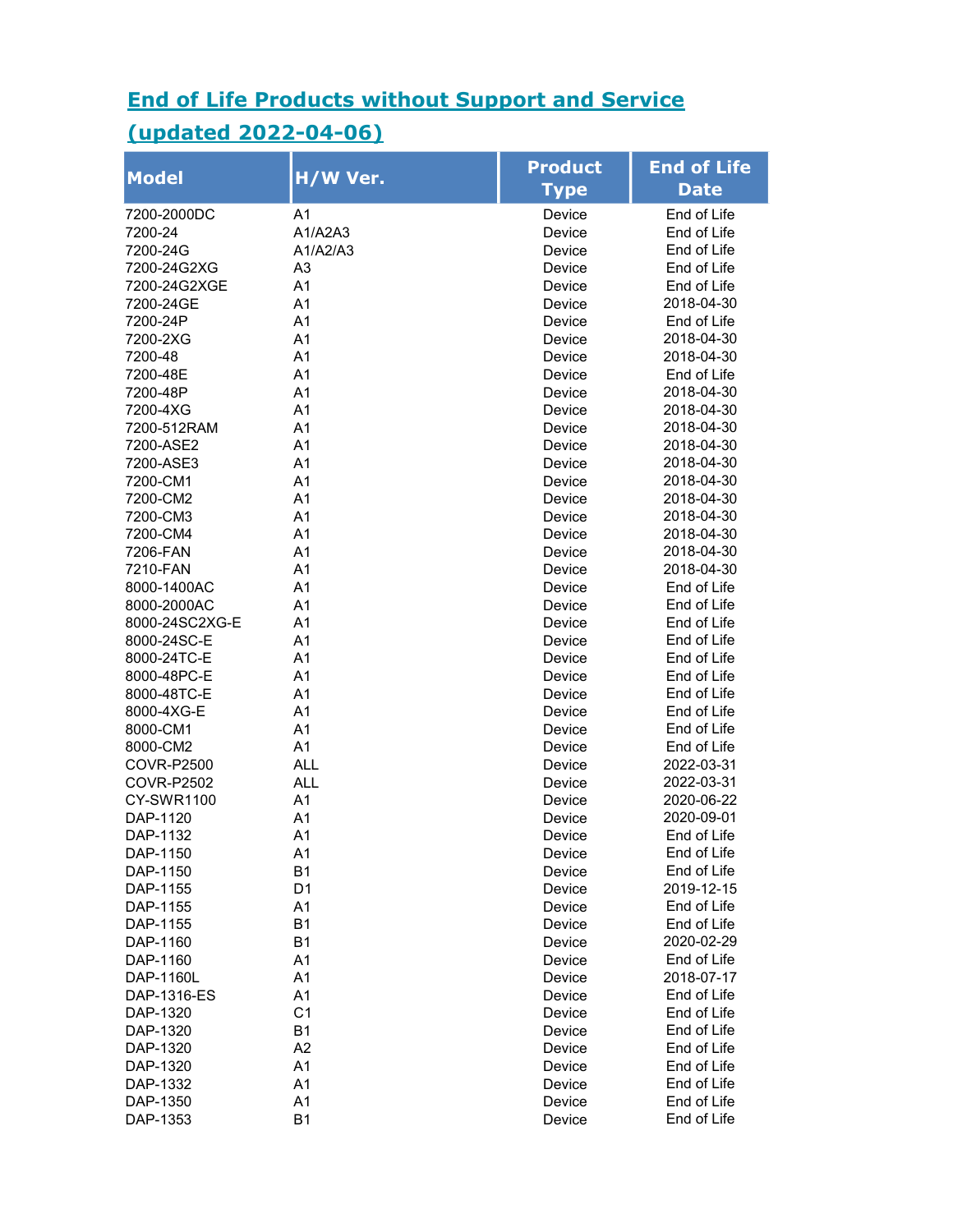## End of Life Products without Support and Service (updated 2022-04-06)

| Model | H/W Ver. | Product Type | End of Life Date |
|---|---|---|---|
| 7200-2000DC | A1 | Device | End of Life |
| 7200-24 | A1/A2A3 | Device | End of Life |
| 7200-24G | A1/A2/A3 | Device | End of Life |
| 7200-24G2XG | A3 | Device | End of Life |
| 7200-24G2XGE | A1 | Device | End of Life |
| 7200-24GE | A1 | Device | 2018-04-30 |
| 7200-24P | A1 | Device | End of Life |
| 7200-2XG | A1 | Device | 2018-04-30 |
| 7200-48 | A1 | Device | 2018-04-30 |
| 7200-48E | A1 | Device | End of Life |
| 7200-48P | A1 | Device | 2018-04-30 |
| 7200-4XG | A1 | Device | 2018-04-30 |
| 7200-512RAM | A1 | Device | 2018-04-30 |
| 7200-ASE2 | A1 | Device | 2018-04-30 |
| 7200-ASE3 | A1 | Device | 2018-04-30 |
| 7200-CM1 | A1 | Device | 2018-04-30 |
| 7200-CM2 | A1 | Device | 2018-04-30 |
| 7200-CM3 | A1 | Device | 2018-04-30 |
| 7200-CM4 | A1 | Device | 2018-04-30 |
| 7206-FAN | A1 | Device | 2018-04-30 |
| 7210-FAN | A1 | Device | 2018-04-30 |
| 8000-1400AC | A1 | Device | End of Life |
| 8000-2000AC | A1 | Device | End of Life |
| 8000-24SC2XG-E | A1 | Device | End of Life |
| 8000-24SC-E | A1 | Device | End of Life |
| 8000-24TC-E | A1 | Device | End of Life |
| 8000-48PC-E | A1 | Device | End of Life |
| 8000-48TC-E | A1 | Device | End of Life |
| 8000-4XG-E | A1 | Device | End of Life |
| 8000-CM1 | A1 | Device | End of Life |
| 8000-CM2 | A1 | Device | End of Life |
| COVR-P2500 | ALL | Device | 2022-03-31 |
| COVR-P2502 | ALL | Device | 2022-03-31 |
| CY-SWR1100 | A1 | Device | 2020-06-22 |
| DAP-1120 | A1 | Device | 2020-09-01 |
| DAP-1132 | A1 | Device | End of Life |
| DAP-1150 | A1 | Device | End of Life |
| DAP-1150 | B1 | Device | End of Life |
| DAP-1155 | D1 | Device | 2019-12-15 |
| DAP-1155 | A1 | Device | End of Life |
| DAP-1155 | B1 | Device | End of Life |
| DAP-1160 | B1 | Device | 2020-02-29 |
| DAP-1160 | A1 | Device | End of Life |
| DAP-1160L | A1 | Device | 2018-07-17 |
| DAP-1316-ES | A1 | Device | End of Life |
| DAP-1320 | C1 | Device | End of Life |
| DAP-1320 | B1 | Device | End of Life |
| DAP-1320 | A2 | Device | End of Life |
| DAP-1320 | A1 | Device | End of Life |
| DAP-1332 | A1 | Device | End of Life |
| DAP-1350 | A1 | Device | End of Life |
| DAP-1353 | B1 | Device | End of Life |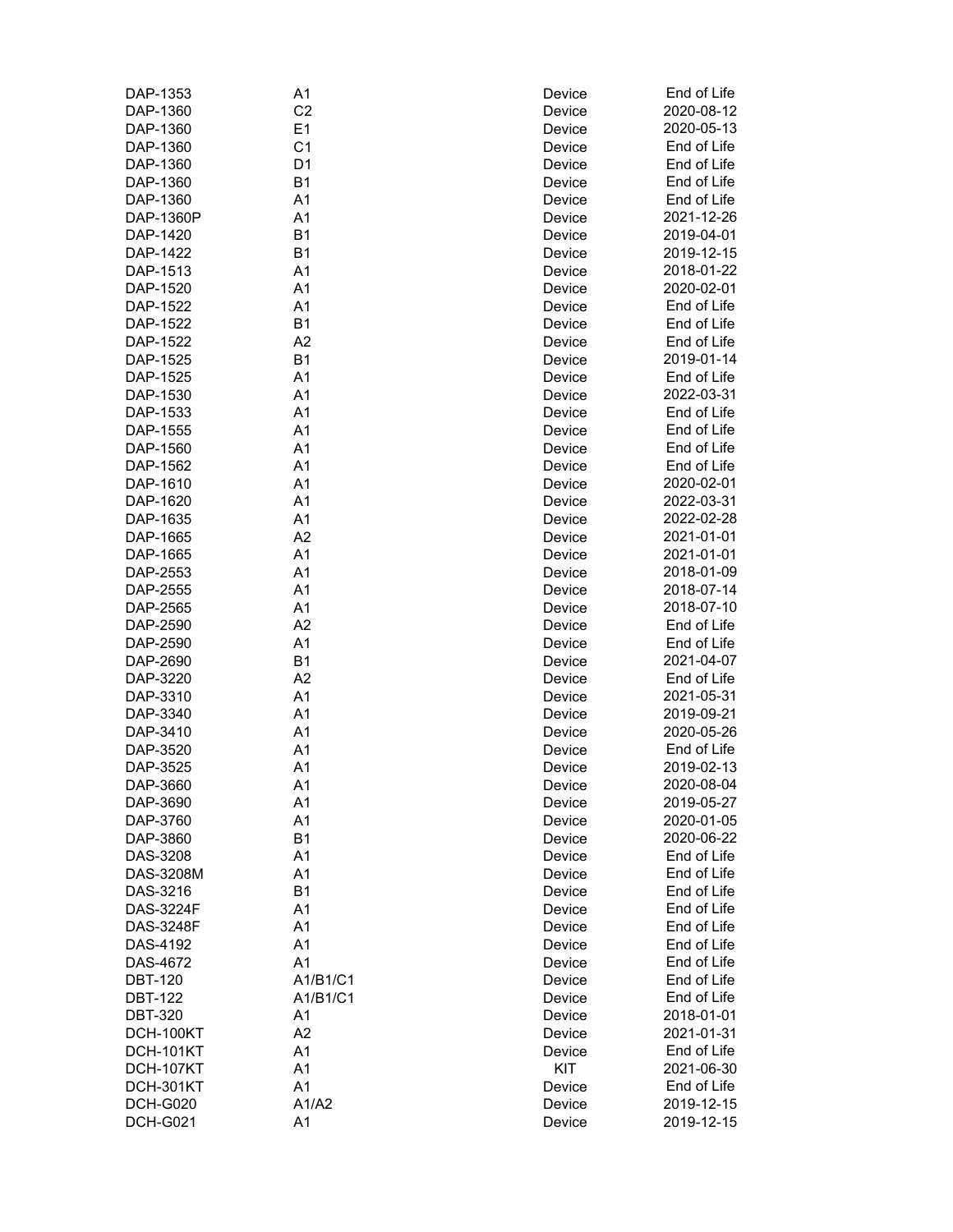| DAP-1353 | A1 | Device | End of Life |
|---|---|---|---|
| DAP-1360 | C2 | Device | 2020-08-12 |
| DAP-1360 | E1 | Device | 2020-05-13 |
| DAP-1360 | C1 | Device | End of Life |
| DAP-1360 | D1 | Device | End of Life |
| DAP-1360 | B1 | Device | End of Life |
| DAP-1360 | A1 | Device | End of Life |
| DAP-1360P | A1 | Device | 2021-12-26 |
| DAP-1420 | B1 | Device | 2019-04-01 |
| DAP-1422 | B1 | Device | 2019-12-15 |
| DAP-1513 | A1 | Device | 2018-01-22 |
| DAP-1520 | A1 | Device | 2020-02-01 |
| DAP-1522 | A1 | Device | End of Life |
| DAP-1522 | B1 | Device | End of Life |
| DAP-1522 | A2 | Device | End of Life |
| DAP-1525 | B1 | Device | 2019-01-14 |
| DAP-1525 | A1 | Device | End of Life |
| DAP-1530 | A1 | Device | 2022-03-31 |
| DAP-1533 | A1 | Device | End of Life |
| DAP-1555 | A1 | Device | End of Life |
| DAP-1560 | A1 | Device | End of Life |
| DAP-1562 | A1 | Device | End of Life |
| DAP-1610 | A1 | Device | 2020-02-01 |
| DAP-1620 | A1 | Device | 2022-03-31 |
| DAP-1635 | A1 | Device | 2022-02-28 |
| DAP-1665 | A2 | Device | 2021-01-01 |
| DAP-1665 | A1 | Device | 2021-01-01 |
| DAP-2553 | A1 | Device | 2018-01-09 |
| DAP-2555 | A1 | Device | 2018-07-14 |
| DAP-2565 | A1 | Device | 2018-07-10 |
| DAP-2590 | A2 | Device | End of Life |
| DAP-2590 | A1 | Device | End of Life |
| DAP-2690 | B1 | Device | 2021-04-07 |
| DAP-3220 | A2 | Device | End of Life |
| DAP-3310 | A1 | Device | 2021-05-31 |
| DAP-3340 | A1 | Device | 2019-09-21 |
| DAP-3410 | A1 | Device | 2020-05-26 |
| DAP-3520 | A1 | Device | End of Life |
| DAP-3525 | A1 | Device | 2019-02-13 |
| DAP-3660 | A1 | Device | 2020-08-04 |
| DAP-3690 | A1 | Device | 2019-05-27 |
| DAP-3760 | A1 | Device | 2020-01-05 |
| DAP-3860 | B1 | Device | 2020-06-22 |
| DAS-3208 | A1 | Device | End of Life |
| DAS-3208M | A1 | Device | End of Life |
| DAS-3216 | B1 | Device | End of Life |
| DAS-3224F | A1 | Device | End of Life |
| DAS-3248F | A1 | Device | End of Life |
| DAS-4192 | A1 | Device | End of Life |
| DAS-4672 | A1 | Device | End of Life |
| DBT-120 | A1/B1/C1 | Device | End of Life |
| DBT-122 | A1/B1/C1 | Device | End of Life |
| DBT-320 | A1 | Device | 2018-01-01 |
| DCH-100KT | A2 | Device | 2021-01-31 |
| DCH-101KT | A1 | Device | End of Life |
| DCH-107KT | A1 | KIT | 2021-06-30 |
| DCH-301KT | A1 | Device | End of Life |
| DCH-G020 | A1/A2 | Device | 2019-12-15 |
| DCH-G021 | A1 | Device | 2019-12-15 |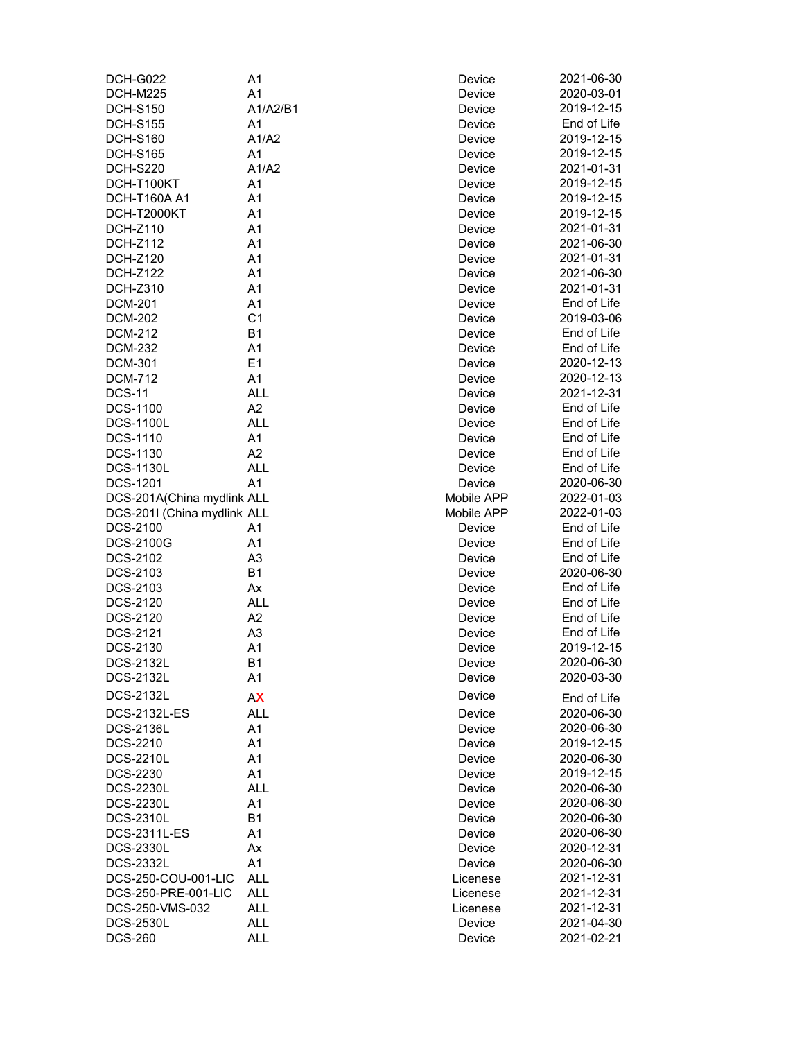| | | | |
|---|---|---|---|
| DCH-G022 | A1 | Device | 2021-06-30 |
| DCH-M225 | A1 | Device | 2020-03-01 |
| DCH-S150 | A1/A2/B1 | Device | 2019-12-15 |
| DCH-S155 | A1 | Device | End of Life |
| DCH-S160 | A1/A2 | Device | 2019-12-15 |
| DCH-S165 | A1 | Device | 2019-12-15 |
| DCH-S220 | A1/A2 | Device | 2021-01-31 |
| DCH-T100KT | A1 | Device | 2019-12-15 |
| DCH-T160A A1 | A1 | Device | 2019-12-15 |
| DCH-T2000KT | A1 | Device | 2019-12-15 |
| DCH-Z110 | A1 | Device | 2021-01-31 |
| DCH-Z112 | A1 | Device | 2021-06-30 |
| DCH-Z120 | A1 | Device | 2021-01-31 |
| DCH-Z122 | A1 | Device | 2021-06-30 |
| DCH-Z310 | A1 | Device | 2021-01-31 |
| DCM-201 | A1 | Device | End of Life |
| DCM-202 | C1 | Device | 2019-03-06 |
| DCM-212 | B1 | Device | End of Life |
| DCM-232 | A1 | Device | End of Life |
| DCM-301 | E1 | Device | 2020-12-13 |
| DCM-712 | A1 | Device | 2020-12-13 |
| DCS-11 | ALL | Device | 2021-12-31 |
| DCS-1100 | A2 | Device | End of Life |
| DCS-1100L | ALL | Device | End of Life |
| DCS-1110 | A1 | Device | End of Life |
| DCS-1130 | A2 | Device | End of Life |
| DCS-1130L | ALL | Device | End of Life |
| DCS-1201 | A1 | Device | 2020-06-30 |
| DCS-201A(China mydlink | ALL | Mobile APP | 2022-01-03 |
| DCS-201I (China mydlink | ALL | Mobile APP | 2022-01-03 |
| DCS-2100 | A1 | Device | End of Life |
| DCS-2100G | A1 | Device | End of Life |
| DCS-2102 | A3 | Device | End of Life |
| DCS-2103 | B1 | Device | 2020-06-30 |
| DCS-2103 | Ax | Device | End of Life |
| DCS-2120 | ALL | Device | End of Life |
| DCS-2120 | A2 | Device | End of Life |
| DCS-2121 | A3 | Device | End of Life |
| DCS-2130 | A1 | Device | 2019-12-15 |
| DCS-2132L | B1 | Device | 2020-06-30 |
| DCS-2132L | A1 | Device | 2020-03-30 |
| DCS-2132L | AX | Device | End of Life |
| DCS-2132L-ES | ALL | Device | 2020-06-30 |
| DCS-2136L | A1 | Device | 2020-06-30 |
| DCS-2210 | A1 | Device | 2019-12-15 |
| DCS-2210L | A1 | Device | 2020-06-30 |
| DCS-2230 | A1 | Device | 2019-12-15 |
| DCS-2230L | ALL | Device | 2020-06-30 |
| DCS-2230L | A1 | Device | 2020-06-30 |
| DCS-2310L | B1 | Device | 2020-06-30 |
| DCS-2311L-ES | A1 | Device | 2020-06-30 |
| DCS-2330L | Ax | Device | 2020-12-31 |
| DCS-2332L | A1 | Device | 2020-06-30 |
| DCS-250-COU-001-LIC | ALL | Licenese | 2021-12-31 |
| DCS-250-PRE-001-LIC | ALL | Licenese | 2021-12-31 |
| DCS-250-VMS-032 | ALL | Licenese | 2021-12-31 |
| DCS-2530L | ALL | Device | 2021-04-30 |
| DCS-260 | ALL | Device | 2021-02-21 |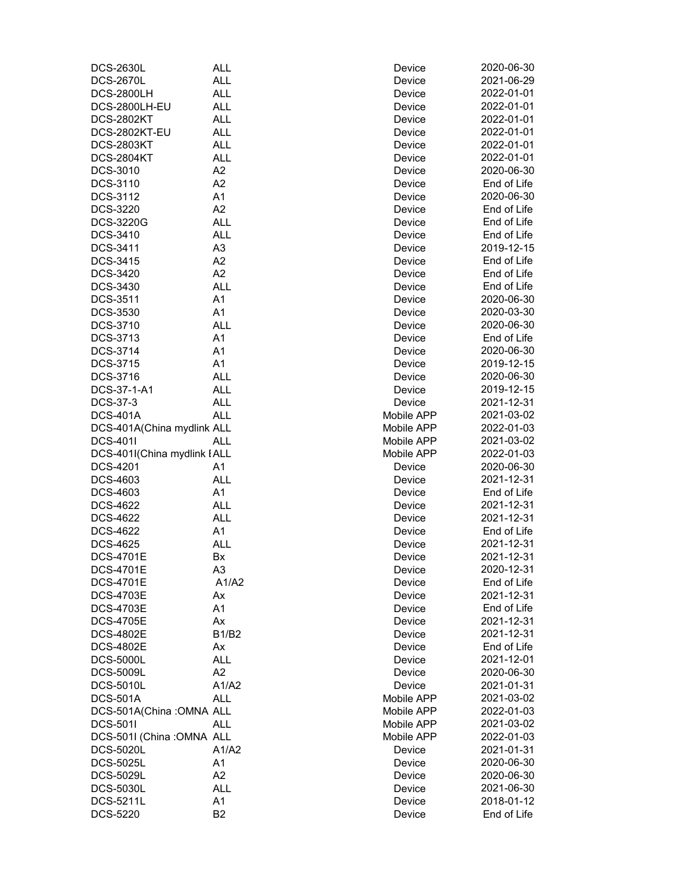| | | | |
|---|---|---|---|
| DCS-2630L | ALL | Device | 2020-06-30 |
| DCS-2670L | ALL | Device | 2021-06-29 |
| DCS-2800LH | ALL | Device | 2022-01-01 |
| DCS-2800LH-EU | ALL | Device | 2022-01-01 |
| DCS-2802KT | ALL | Device | 2022-01-01 |
| DCS-2802KT-EU | ALL | Device | 2022-01-01 |
| DCS-2803KT | ALL | Device | 2022-01-01 |
| DCS-2804KT | ALL | Device | 2022-01-01 |
| DCS-3010 | A2 | Device | 2020-06-30 |
| DCS-3110 | A2 | Device | End of Life |
| DCS-3112 | A1 | Device | 2020-06-30 |
| DCS-3220 | A2 | Device | End of Life |
| DCS-3220G | ALL | Device | End of Life |
| DCS-3410 | ALL | Device | End of Life |
| DCS-3411 | A3 | Device | 2019-12-15 |
| DCS-3415 | A2 | Device | End of Life |
| DCS-3420 | A2 | Device | End of Life |
| DCS-3430 | ALL | Device | End of Life |
| DCS-3511 | A1 | Device | 2020-06-30 |
| DCS-3530 | A1 | Device | 2020-03-30 |
| DCS-3710 | ALL | Device | 2020-06-30 |
| DCS-3713 | A1 | Device | End of Life |
| DCS-3714 | A1 | Device | 2020-06-30 |
| DCS-3715 | A1 | Device | 2019-12-15 |
| DCS-3716 | ALL | Device | 2020-06-30 |
| DCS-37-1-A1 | ALL | Device | 2019-12-15 |
| DCS-37-3 | ALL | Device | 2021-12-31 |
| DCS-401A | ALL | Mobile APP | 2021-03-02 |
| DCS-401A(China mydlink | ALL | Mobile APP | 2022-01-03 |
| DCS-401I | ALL | Mobile APP | 2021-03-02 |
| DCS-401I(China mydlink I | ALL | Mobile APP | 2022-01-03 |
| DCS-4201 | A1 | Device | 2020-06-30 |
| DCS-4603 | ALL | Device | 2021-12-31 |
| DCS-4603 | A1 | Device | End of Life |
| DCS-4622 | ALL | Device | 2021-12-31 |
| DCS-4622 | ALL | Device | 2021-12-31 |
| DCS-4622 | A1 | Device | End of Life |
| DCS-4625 | ALL | Device | 2021-12-31 |
| DCS-4701E | Bx | Device | 2021-12-31 |
| DCS-4701E | A3 | Device | 2020-12-31 |
| DCS-4701E | A1/A2 | Device | End of Life |
| DCS-4703E | Ax | Device | 2021-12-31 |
| DCS-4703E | A1 | Device | End of Life |
| DCS-4705E | Ax | Device | 2021-12-31 |
| DCS-4802E | B1/B2 | Device | 2021-12-31 |
| DCS-4802E | Ax | Device | End of Life |
| DCS-5000L | ALL | Device | 2021-12-01 |
| DCS-5009L | A2 | Device | 2020-06-30 |
| DCS-5010L | A1/A2 | Device | 2021-01-31 |
| DCS-501A | ALL | Mobile APP | 2021-03-02 |
| DCS-501A(China :OMNA | ALL | Mobile APP | 2022-01-03 |
| DCS-501I | ALL | Mobile APP | 2021-03-02 |
| DCS-501I (China :OMNA | ALL | Mobile APP | 2022-01-03 |
| DCS-5020L | A1/A2 | Device | 2021-01-31 |
| DCS-5025L | A1 | Device | 2020-06-30 |
| DCS-5029L | A2 | Device | 2020-06-30 |
| DCS-5030L | ALL | Device | 2021-06-30 |
| DCS-5211L | A1 | Device | 2018-01-12 |
| DCS-5220 | B2 | Device | End of Life |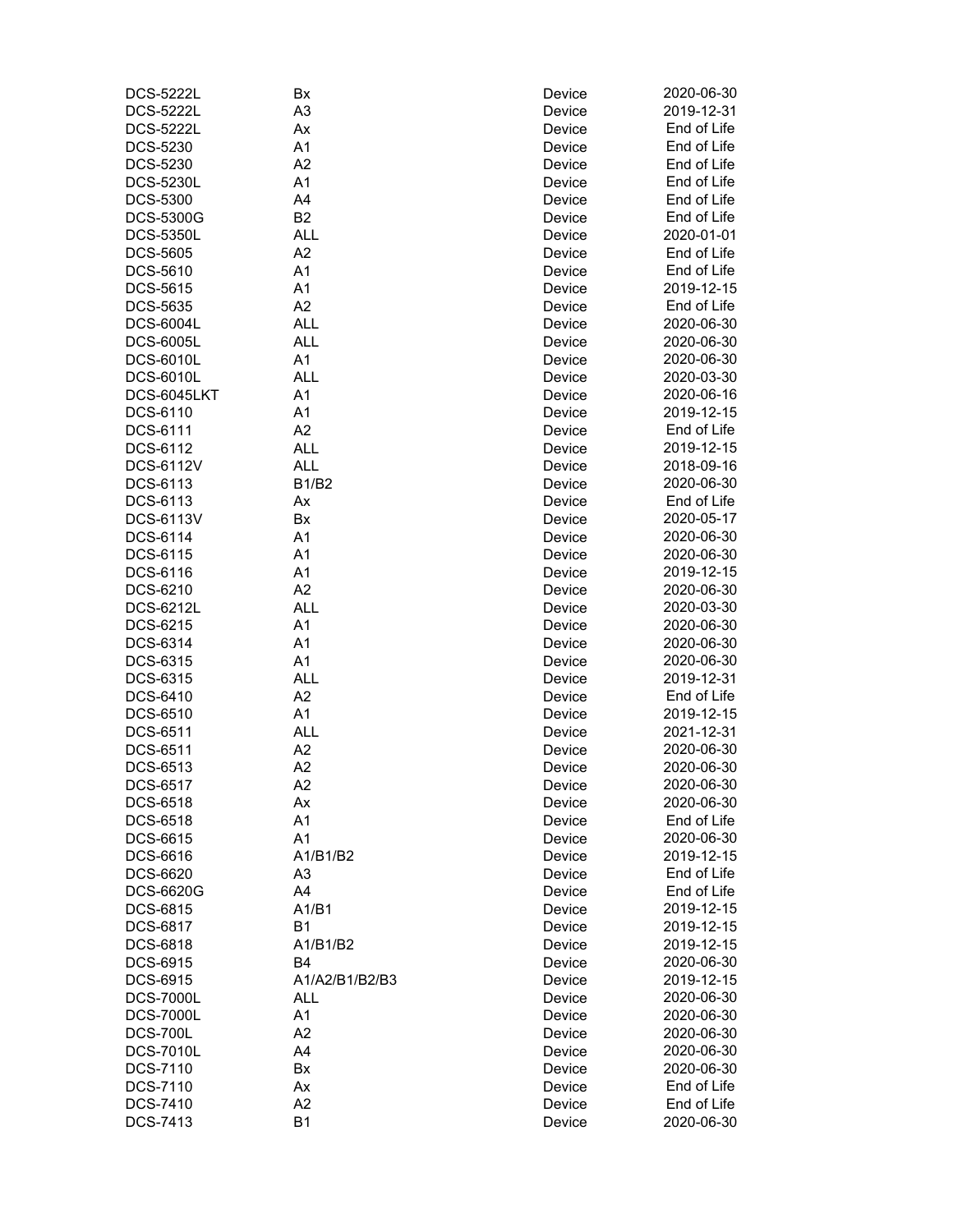| | | | |
|---|---|---|---|
| DCS-5222L | Bx | Device | 2020-06-30 |
| DCS-5222L | A3 | Device | 2019-12-31 |
| DCS-5222L | Ax | Device | End of Life |
| DCS-5230 | A1 | Device | End of Life |
| DCS-5230 | A2 | Device | End of Life |
| DCS-5230L | A1 | Device | End of Life |
| DCS-5300 | A4 | Device | End of Life |
| DCS-5300G | B2 | Device | End of Life |
| DCS-5350L | ALL | Device | 2020-01-01 |
| DCS-5605 | A2 | Device | End of Life |
| DCS-5610 | A1 | Device | End of Life |
| DCS-5615 | A1 | Device | 2019-12-15 |
| DCS-5635 | A2 | Device | End of Life |
| DCS-6004L | ALL | Device | 2020-06-30 |
| DCS-6005L | ALL | Device | 2020-06-30 |
| DCS-6010L | A1 | Device | 2020-06-30 |
| DCS-6010L | ALL | Device | 2020-03-30 |
| DCS-6045LKT | A1 | Device | 2020-06-16 |
| DCS-6110 | A1 | Device | 2019-12-15 |
| DCS-6111 | A2 | Device | End of Life |
| DCS-6112 | ALL | Device | 2019-12-15 |
| DCS-6112V | ALL | Device | 2018-09-16 |
| DCS-6113 | B1/B2 | Device | 2020-06-30 |
| DCS-6113 | Ax | Device | End of Life |
| DCS-6113V | Bx | Device | 2020-05-17 |
| DCS-6114 | A1 | Device | 2020-06-30 |
| DCS-6115 | A1 | Device | 2020-06-30 |
| DCS-6116 | A1 | Device | 2019-12-15 |
| DCS-6210 | A2 | Device | 2020-06-30 |
| DCS-6212L | ALL | Device | 2020-03-30 |
| DCS-6215 | A1 | Device | 2020-06-30 |
| DCS-6314 | A1 | Device | 2020-06-30 |
| DCS-6315 | A1 | Device | 2020-06-30 |
| DCS-6315 | ALL | Device | 2019-12-31 |
| DCS-6410 | A2 | Device | End of Life |
| DCS-6510 | A1 | Device | 2019-12-15 |
| DCS-6511 | ALL | Device | 2021-12-31 |
| DCS-6511 | A2 | Device | 2020-06-30 |
| DCS-6513 | A2 | Device | 2020-06-30 |
| DCS-6517 | A2 | Device | 2020-06-30 |
| DCS-6518 | Ax | Device | 2020-06-30 |
| DCS-6518 | A1 | Device | End of Life |
| DCS-6615 | A1 | Device | 2020-06-30 |
| DCS-6616 | A1/B1/B2 | Device | 2019-12-15 |
| DCS-6620 | A3 | Device | End of Life |
| DCS-6620G | A4 | Device | End of Life |
| DCS-6815 | A1/B1 | Device | 2019-12-15 |
| DCS-6817 | B1 | Device | 2019-12-15 |
| DCS-6818 | A1/B1/B2 | Device | 2019-12-15 |
| DCS-6915 | B4 | Device | 2020-06-30 |
| DCS-6915 | A1/A2/B1/B2/B3 | Device | 2019-12-15 |
| DCS-7000L | ALL | Device | 2020-06-30 |
| DCS-7000L | A1 | Device | 2020-06-30 |
| DCS-700L | A2 | Device | 2020-06-30 |
| DCS-7010L | A4 | Device | 2020-06-30 |
| DCS-7110 | Bx | Device | 2020-06-30 |
| DCS-7110 | Ax | Device | End of Life |
| DCS-7410 | A2 | Device | End of Life |
| DCS-7413 | B1 | Device | 2020-06-30 |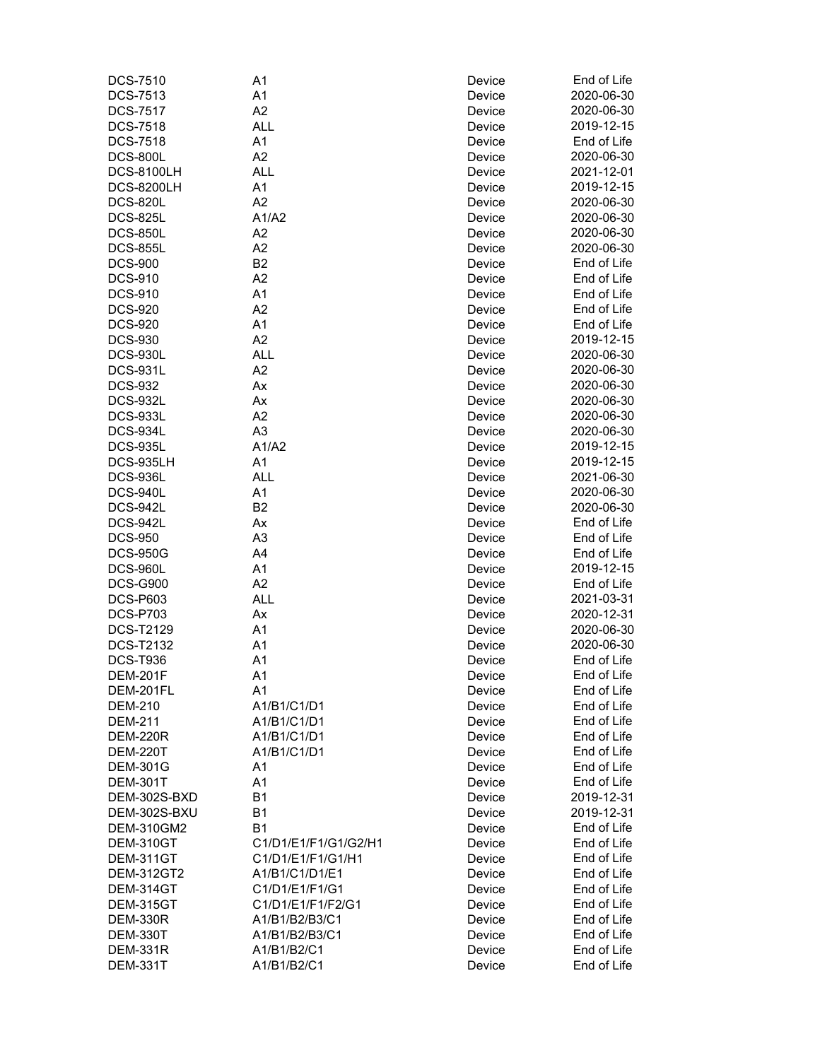| | | | |
|---|---|---|---|
| DCS-7510 | A1 | Device | End of Life |
| DCS-7513 | A1 | Device | 2020-06-30 |
| DCS-7517 | A2 | Device | 2020-06-30 |
| DCS-7518 | ALL | Device | 2019-12-15 |
| DCS-7518 | A1 | Device | End of Life |
| DCS-800L | A2 | Device | 2020-06-30 |
| DCS-8100LH | ALL | Device | 2021-12-01 |
| DCS-8200LH | A1 | Device | 2019-12-15 |
| DCS-820L | A2 | Device | 2020-06-30 |
| DCS-825L | A1/A2 | Device | 2020-06-30 |
| DCS-850L | A2 | Device | 2020-06-30 |
| DCS-855L | A2 | Device | 2020-06-30 |
| DCS-900 | B2 | Device | End of Life |
| DCS-910 | A2 | Device | End of Life |
| DCS-910 | A1 | Device | End of Life |
| DCS-920 | A2 | Device | End of Life |
| DCS-920 | A1 | Device | End of Life |
| DCS-930 | A2 | Device | 2019-12-15 |
| DCS-930L | ALL | Device | 2020-06-30 |
| DCS-931L | A2 | Device | 2020-06-30 |
| DCS-932 | Ax | Device | 2020-06-30 |
| DCS-932L | Ax | Device | 2020-06-30 |
| DCS-933L | A2 | Device | 2020-06-30 |
| DCS-934L | A3 | Device | 2020-06-30 |
| DCS-935L | A1/A2 | Device | 2019-12-15 |
| DCS-935LH | A1 | Device | 2019-12-15 |
| DCS-936L | ALL | Device | 2021-06-30 |
| DCS-940L | A1 | Device | 2020-06-30 |
| DCS-942L | B2 | Device | 2020-06-30 |
| DCS-942L | Ax | Device | End of Life |
| DCS-950 | A3 | Device | End of Life |
| DCS-950G | A4 | Device | End of Life |
| DCS-960L | A1 | Device | 2019-12-15 |
| DCS-G900 | A2 | Device | End of Life |
| DCS-P603 | ALL | Device | 2021-03-31 |
| DCS-P703 | Ax | Device | 2020-12-31 |
| DCS-T2129 | A1 | Device | 2020-06-30 |
| DCS-T2132 | A1 | Device | 2020-06-30 |
| DCS-T936 | A1 | Device | End of Life |
| DEM-201F | A1 | Device | End of Life |
| DEM-201FL | A1 | Device | End of Life |
| DEM-210 | A1/B1/C1/D1 | Device | End of Life |
| DEM-211 | A1/B1/C1/D1 | Device | End of Life |
| DEM-220R | A1/B1/C1/D1 | Device | End of Life |
| DEM-220T | A1/B1/C1/D1 | Device | End of Life |
| DEM-301G | A1 | Device | End of Life |
| DEM-301T | A1 | Device | End of Life |
| DEM-302S-BXD | B1 | Device | 2019-12-31 |
| DEM-302S-BXU | B1 | Device | 2019-12-31 |
| DEM-310GM2 | B1 | Device | End of Life |
| DEM-310GT | C1/D1/E1/F1/G1/G2/H1 | Device | End of Life |
| DEM-311GT | C1/D1/E1/F1/G1/H1 | Device | End of Life |
| DEM-312GT2 | A1/B1/C1/D1/E1 | Device | End of Life |
| DEM-314GT | C1/D1/E1/F1/G1 | Device | End of Life |
| DEM-315GT | C1/D1/E1/F1/F2/G1 | Device | End of Life |
| DEM-330R | A1/B1/B2/B3/C1 | Device | End of Life |
| DEM-330T | A1/B1/B2/B3/C1 | Device | End of Life |
| DEM-331R | A1/B1/B2/C1 | Device | End of Life |
| DEM-331T | A1/B1/B2/C1 | Device | End of Life |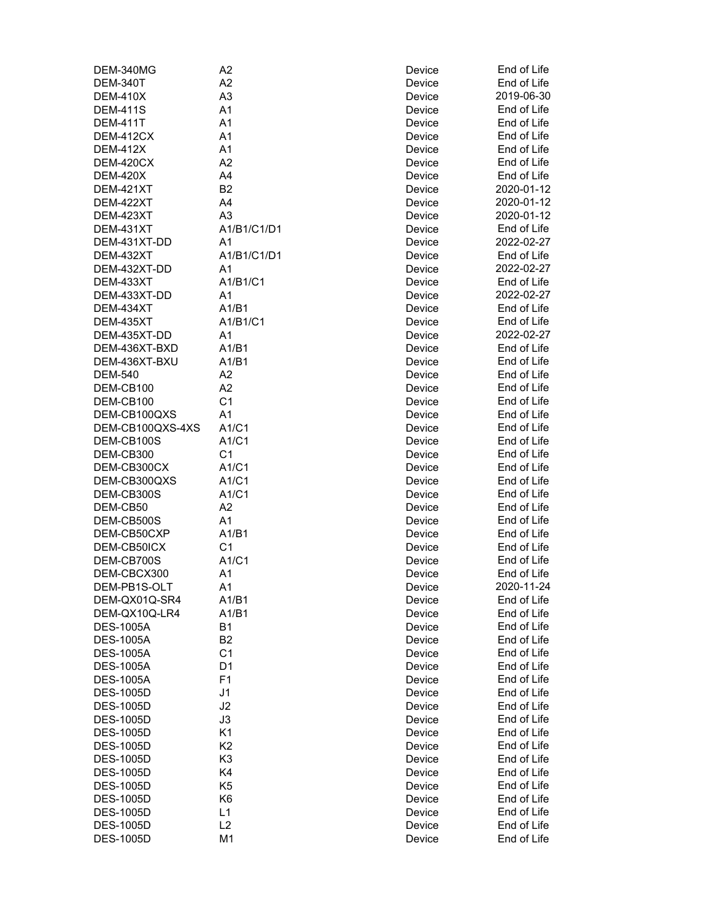| | | | |
|---|---|---|---|
| DEM-340MG | A2 | Device | End of Life |
| DEM-340T | A2 | Device | End of Life |
| DEM-410X | A3 | Device | 2019-06-30 |
| DEM-411S | A1 | Device | End of Life |
| DEM-411T | A1 | Device | End of Life |
| DEM-412CX | A1 | Device | End of Life |
| DEM-412X | A1 | Device | End of Life |
| DEM-420CX | A2 | Device | End of Life |
| DEM-420X | A4 | Device | End of Life |
| DEM-421XT | B2 | Device | 2020-01-12 |
| DEM-422XT | A4 | Device | 2020-01-12 |
| DEM-423XT | A3 | Device | 2020-01-12 |
| DEM-431XT | A1/B1/C1/D1 | Device | End of Life |
| DEM-431XT-DD | A1 | Device | 2022-02-27 |
| DEM-432XT | A1/B1/C1/D1 | Device | End of Life |
| DEM-432XT-DD | A1 | Device | 2022-02-27 |
| DEM-433XT | A1/B1/C1 | Device | End of Life |
| DEM-433XT-DD | A1 | Device | 2022-02-27 |
| DEM-434XT | A1/B1 | Device | End of Life |
| DEM-435XT | A1/B1/C1 | Device | End of Life |
| DEM-435XT-DD | A1 | Device | 2022-02-27 |
| DEM-436XT-BXD | A1/B1 | Device | End of Life |
| DEM-436XT-BXU | A1/B1 | Device | End of Life |
| DEM-540 | A2 | Device | End of Life |
| DEM-CB100 | A2 | Device | End of Life |
| DEM-CB100 | C1 | Device | End of Life |
| DEM-CB100QXS | A1 | Device | End of Life |
| DEM-CB100QXS-4XS | A1/C1 | Device | End of Life |
| DEM-CB100S | A1/C1 | Device | End of Life |
| DEM-CB300 | C1 | Device | End of Life |
| DEM-CB300CX | A1/C1 | Device | End of Life |
| DEM-CB300QXS | A1/C1 | Device | End of Life |
| DEM-CB300S | A1/C1 | Device | End of Life |
| DEM-CB50 | A2 | Device | End of Life |
| DEM-CB500S | A1 | Device | End of Life |
| DEM-CB50CXP | A1/B1 | Device | End of Life |
| DEM-CB50ICX | C1 | Device | End of Life |
| DEM-CB700S | A1/C1 | Device | End of Life |
| DEM-CBCX300 | A1 | Device | End of Life |
| DEM-PB1S-OLT | A1 | Device | 2020-11-24 |
| DEM-QX01Q-SR4 | A1/B1 | Device | End of Life |
| DEM-QX10Q-LR4 | A1/B1 | Device | End of Life |
| DES-1005A | B1 | Device | End of Life |
| DES-1005A | B2 | Device | End of Life |
| DES-1005A | C1 | Device | End of Life |
| DES-1005A | D1 | Device | End of Life |
| DES-1005A | F1 | Device | End of Life |
| DES-1005D | J1 | Device | End of Life |
| DES-1005D | J2 | Device | End of Life |
| DES-1005D | J3 | Device | End of Life |
| DES-1005D | K1 | Device | End of Life |
| DES-1005D | K2 | Device | End of Life |
| DES-1005D | K3 | Device | End of Life |
| DES-1005D | K4 | Device | End of Life |
| DES-1005D | K5 | Device | End of Life |
| DES-1005D | K6 | Device | End of Life |
| DES-1005D | L1 | Device | End of Life |
| DES-1005D | L2 | Device | End of Life |
| DES-1005D | M1 | Device | End of Life |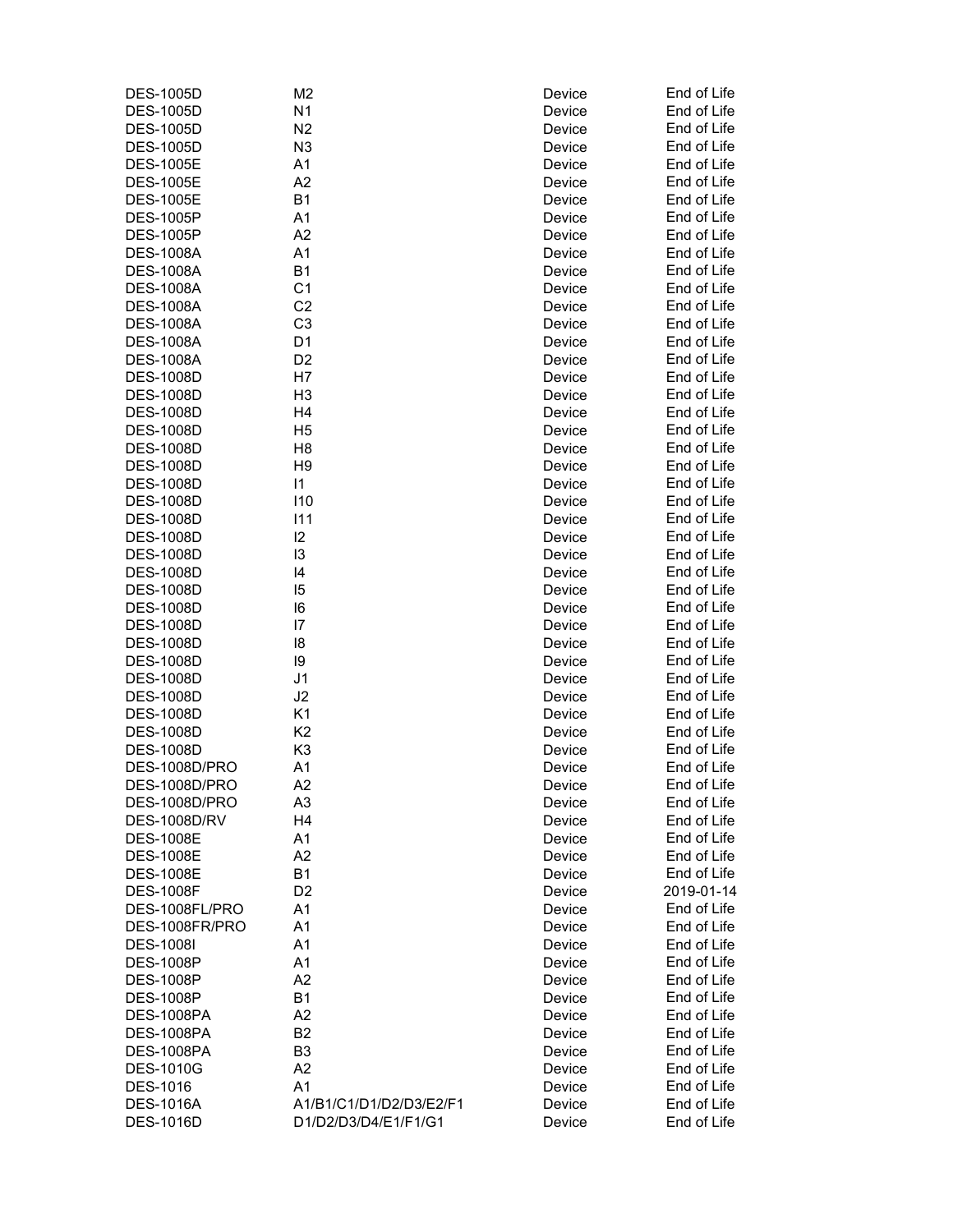| | | | |
|---|---|---|---|
| DES-1005D | M2 | Device | End of Life |
| DES-1005D | N1 | Device | End of Life |
| DES-1005D | N2 | Device | End of Life |
| DES-1005D | N3 | Device | End of Life |
| DES-1005E | A1 | Device | End of Life |
| DES-1005E | A2 | Device | End of Life |
| DES-1005E | B1 | Device | End of Life |
| DES-1005P | A1 | Device | End of Life |
| DES-1005P | A2 | Device | End of Life |
| DES-1008A | A1 | Device | End of Life |
| DES-1008A | B1 | Device | End of Life |
| DES-1008A | C1 | Device | End of Life |
| DES-1008A | C2 | Device | End of Life |
| DES-1008A | C3 | Device | End of Life |
| DES-1008A | D1 | Device | End of Life |
| DES-1008A | D2 | Device | End of Life |
| DES-1008D | H7 | Device | End of Life |
| DES-1008D | H3 | Device | End of Life |
| DES-1008D | H4 | Device | End of Life |
| DES-1008D | H5 | Device | End of Life |
| DES-1008D | H8 | Device | End of Life |
| DES-1008D | H9 | Device | End of Life |
| DES-1008D | I1 | Device | End of Life |
| DES-1008D | I10 | Device | End of Life |
| DES-1008D | I11 | Device | End of Life |
| DES-1008D | I2 | Device | End of Life |
| DES-1008D | I3 | Device | End of Life |
| DES-1008D | I4 | Device | End of Life |
| DES-1008D | I5 | Device | End of Life |
| DES-1008D | I6 | Device | End of Life |
| DES-1008D | I7 | Device | End of Life |
| DES-1008D | I8 | Device | End of Life |
| DES-1008D | I9 | Device | End of Life |
| DES-1008D | J1 | Device | End of Life |
| DES-1008D | J2 | Device | End of Life |
| DES-1008D | K1 | Device | End of Life |
| DES-1008D | K2 | Device | End of Life |
| DES-1008D | K3 | Device | End of Life |
| DES-1008D/PRO | A1 | Device | End of Life |
| DES-1008D/PRO | A2 | Device | End of Life |
| DES-1008D/PRO | A3 | Device | End of Life |
| DES-1008D/RV | H4 | Device | End of Life |
| DES-1008E | A1 | Device | End of Life |
| DES-1008E | A2 | Device | End of Life |
| DES-1008E | B1 | Device | End of Life |
| DES-1008F | D2 | Device | 2019-01-14 |
| DES-1008FL/PRO | A1 | Device | End of Life |
| DES-1008FR/PRO | A1 | Device | End of Life |
| DES-1008I | A1 | Device | End of Life |
| DES-1008P | A1 | Device | End of Life |
| DES-1008P | A2 | Device | End of Life |
| DES-1008P | B1 | Device | End of Life |
| DES-1008PA | A2 | Device | End of Life |
| DES-1008PA | B2 | Device | End of Life |
| DES-1008PA | B3 | Device | End of Life |
| DES-1010G | A2 | Device | End of Life |
| DES-1016 | A1 | Device | End of Life |
| DES-1016A | A1/B1/C1/D1/D2/D3/E2/F1 | Device | End of Life |
| DES-1016D | D1/D2/D3/D4/E1/F1/G1 | Device | End of Life |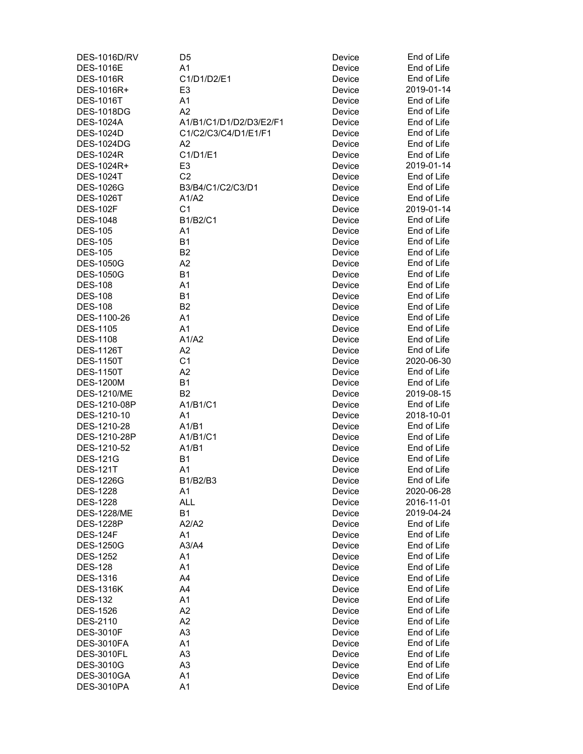| | | | |
|---|---|---|---|
| DES-1016D/RV | D5 | Device | End of Life |
| DES-1016E | A1 | Device | End of Life |
| DES-1016R | C1/D1/D2/E1 | Device | End of Life |
| DES-1016R+ | E3 | Device | 2019-01-14 |
| DES-1016T | A1 | Device | End of Life |
| DES-1018DG | A2 | Device | End of Life |
| DES-1024A | A1/B1/C1/D1/D2/D3/E2/F1 | Device | End of Life |
| DES-1024D | C1/C2/C3/C4/D1/E1/F1 | Device | End of Life |
| DES-1024DG | A2 | Device | End of Life |
| DES-1024R | C1/D1/E1 | Device | End of Life |
| DES-1024R+ | E3 | Device | 2019-01-14 |
| DES-1024T | C2 | Device | End of Life |
| DES-1026G | B3/B4/C1/C2/C3/D1 | Device | End of Life |
| DES-1026T | A1/A2 | Device | End of Life |
| DES-102F | C1 | Device | 2019-01-14 |
| DES-1048 | B1/B2/C1 | Device | End of Life |
| DES-105 | A1 | Device | End of Life |
| DES-105 | B1 | Device | End of Life |
| DES-105 | B2 | Device | End of Life |
| DES-1050G | A2 | Device | End of Life |
| DES-1050G | B1 | Device | End of Life |
| DES-108 | A1 | Device | End of Life |
| DES-108 | B1 | Device | End of Life |
| DES-108 | B2 | Device | End of Life |
| DES-1100-26 | A1 | Device | End of Life |
| DES-1105 | A1 | Device | End of Life |
| DES-1108 | A1/A2 | Device | End of Life |
| DES-1126T | A2 | Device | End of Life |
| DES-1150T | C1 | Device | 2020-06-30 |
| DES-1150T | A2 | Device | End of Life |
| DES-1200M | B1 | Device | End of Life |
| DES-1210/ME | B2 | Device | 2019-08-15 |
| DES-1210-08P | A1/B1/C1 | Device | End of Life |
| DES-1210-10 | A1 | Device | 2018-10-01 |
| DES-1210-28 | A1/B1 | Device | End of Life |
| DES-1210-28P | A1/B1/C1 | Device | End of Life |
| DES-1210-52 | A1/B1 | Device | End of Life |
| DES-121G | B1 | Device | End of Life |
| DES-121T | A1 | Device | End of Life |
| DES-1226G | B1/B2/B3 | Device | End of Life |
| DES-1228 | A1 | Device | 2020-06-28 |
| DES-1228 | ALL | Device | 2016-11-01 |
| DES-1228/ME | B1 | Device | 2019-04-24 |
| DES-1228P | A2/A2 | Device | End of Life |
| DES-124F | A1 | Device | End of Life |
| DES-1250G | A3/A4 | Device | End of Life |
| DES-1252 | A1 | Device | End of Life |
| DES-128 | A1 | Device | End of Life |
| DES-1316 | A4 | Device | End of Life |
| DES-1316K | A4 | Device | End of Life |
| DES-132 | A1 | Device | End of Life |
| DES-1526 | A2 | Device | End of Life |
| DES-2110 | A2 | Device | End of Life |
| DES-3010F | A3 | Device | End of Life |
| DES-3010FA | A1 | Device | End of Life |
| DES-3010FL | A3 | Device | End of Life |
| DES-3010G | A3 | Device | End of Life |
| DES-3010GA | A1 | Device | End of Life |
| DES-3010PA | A1 | Device | End of Life |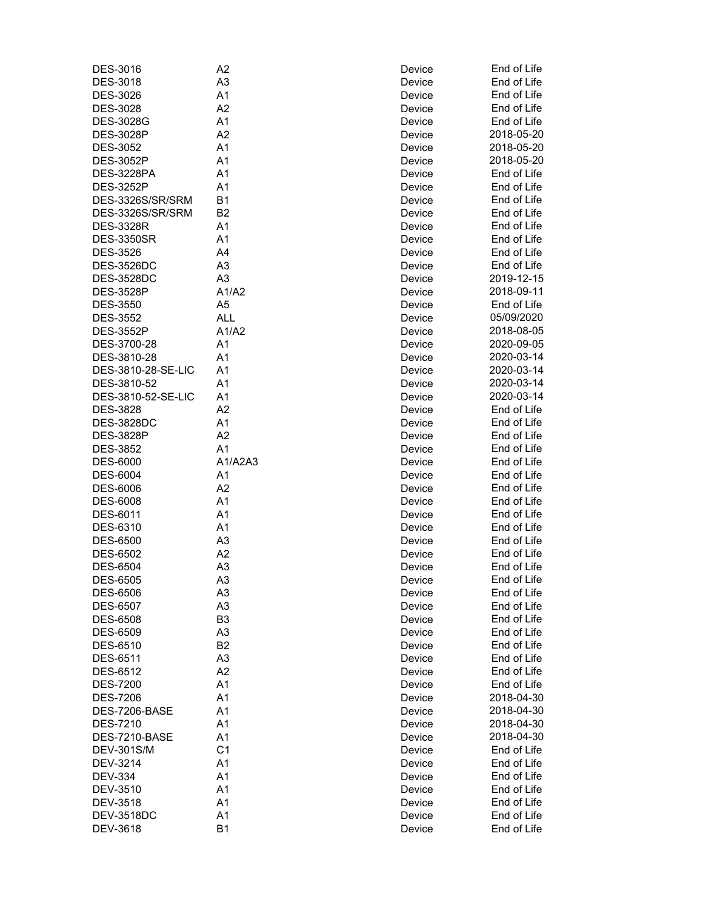| | | | |
|---|---|---|---|
| DES-3016 | A2 | Device | End of Life |
| DES-3018 | A3 | Device | End of Life |
| DES-3026 | A1 | Device | End of Life |
| DES-3028 | A2 | Device | End of Life |
| DES-3028G | A1 | Device | End of Life |
| DES-3028P | A2 | Device | 2018-05-20 |
| DES-3052 | A1 | Device | 2018-05-20 |
| DES-3052P | A1 | Device | 2018-05-20 |
| DES-3228PA | A1 | Device | End of Life |
| DES-3252P | A1 | Device | End of Life |
| DES-3326S/SR/SRM | B1 | Device | End of Life |
| DES-3326S/SR/SRM | B2 | Device | End of Life |
| DES-3328R | A1 | Device | End of Life |
| DES-3350SR | A1 | Device | End of Life |
| DES-3526 | A4 | Device | End of Life |
| DES-3526DC | A3 | Device | End of Life |
| DES-3528DC | A3 | Device | 2019-12-15 |
| DES-3528P | A1/A2 | Device | 2018-09-11 |
| DES-3550 | A5 | Device | End of Life |
| DES-3552 | ALL | Device | 05/09/2020 |
| DES-3552P | A1/A2 | Device | 2018-08-05 |
| DES-3700-28 | A1 | Device | 2020-09-05 |
| DES-3810-28 | A1 | Device | 2020-03-14 |
| DES-3810-28-SE-LIC | A1 | Device | 2020-03-14 |
| DES-3810-52 | A1 | Device | 2020-03-14 |
| DES-3810-52-SE-LIC | A1 | Device | 2020-03-14 |
| DES-3828 | A2 | Device | End of Life |
| DES-3828DC | A1 | Device | End of Life |
| DES-3828P | A2 | Device | End of Life |
| DES-3852 | A1 | Device | End of Life |
| DES-6000 | A1/A2A3 | Device | End of Life |
| DES-6004 | A1 | Device | End of Life |
| DES-6006 | A2 | Device | End of Life |
| DES-6008 | A1 | Device | End of Life |
| DES-6011 | A1 | Device | End of Life |
| DES-6310 | A1 | Device | End of Life |
| DES-6500 | A3 | Device | End of Life |
| DES-6502 | A2 | Device | End of Life |
| DES-6504 | A3 | Device | End of Life |
| DES-6505 | A3 | Device | End of Life |
| DES-6506 | A3 | Device | End of Life |
| DES-6507 | A3 | Device | End of Life |
| DES-6508 | B3 | Device | End of Life |
| DES-6509 | A3 | Device | End of Life |
| DES-6510 | B2 | Device | End of Life |
| DES-6511 | A3 | Device | End of Life |
| DES-6512 | A2 | Device | End of Life |
| DES-7200 | A1 | Device | End of Life |
| DES-7206 | A1 | Device | 2018-04-30 |
| DES-7206-BASE | A1 | Device | 2018-04-30 |
| DES-7210 | A1 | Device | 2018-04-30 |
| DES-7210-BASE | A1 | Device | 2018-04-30 |
| DEV-301S/M | C1 | Device | End of Life |
| DEV-3214 | A1 | Device | End of Life |
| DEV-334 | A1 | Device | End of Life |
| DEV-3510 | A1 | Device | End of Life |
| DEV-3518 | A1 | Device | End of Life |
| DEV-3518DC | A1 | Device | End of Life |
| DEV-3618 | B1 | Device | End of Life |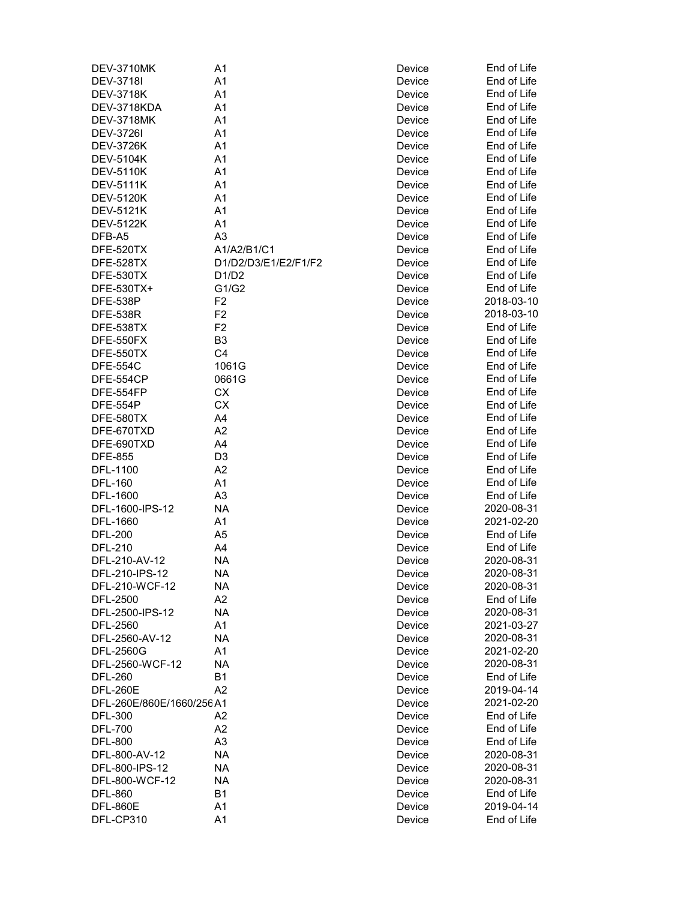| | | | |
|---|---|---|---|
| DEV-3710MK | A1 | Device | End of Life |
| DEV-3718I | A1 | Device | End of Life |
| DEV-3718K | A1 | Device | End of Life |
| DEV-3718KDA | A1 | Device | End of Life |
| DEV-3718MK | A1 | Device | End of Life |
| DEV-3726I | A1 | Device | End of Life |
| DEV-3726K | A1 | Device | End of Life |
| DEV-5104K | A1 | Device | End of Life |
| DEV-5110K | A1 | Device | End of Life |
| DEV-5111K | A1 | Device | End of Life |
| DEV-5120K | A1 | Device | End of Life |
| DEV-5121K | A1 | Device | End of Life |
| DEV-5122K | A1 | Device | End of Life |
| DFB-A5 | A3 | Device | End of Life |
| DFE-520TX | A1/A2/B1/C1 | Device | End of Life |
| DFE-528TX | D1/D2/D3/E1/E2/F1/F2 | Device | End of Life |
| DFE-530TX | D1/D2 | Device | End of Life |
| DFE-530TX+ | G1/G2 | Device | End of Life |
| DFE-538P | F2 | Device | 2018-03-10 |
| DFE-538R | F2 | Device | 2018-03-10 |
| DFE-538TX | F2 | Device | End of Life |
| DFE-550FX | B3 | Device | End of Life |
| DFE-550TX | C4 | Device | End of Life |
| DFE-554C | 1061G | Device | End of Life |
| DFE-554CP | 0661G | Device | End of Life |
| DFE-554FP | CX | Device | End of Life |
| DFE-554P | CX | Device | End of Life |
| DFE-580TX | A4 | Device | End of Life |
| DFE-670TXD | A2 | Device | End of Life |
| DFE-690TXD | A4 | Device | End of Life |
| DFE-855 | D3 | Device | End of Life |
| DFL-1100 | A2 | Device | End of Life |
| DFL-160 | A1 | Device | End of Life |
| DFL-1600 | A3 | Device | End of Life |
| DFL-1600-IPS-12 | NA | Device | 2020-08-31 |
| DFL-1660 | A1 | Device | 2021-02-20 |
| DFL-200 | A5 | Device | End of Life |
| DFL-210 | A4 | Device | End of Life |
| DFL-210-AV-12 | NA | Device | 2020-08-31 |
| DFL-210-IPS-12 | NA | Device | 2020-08-31 |
| DFL-210-WCF-12 | NA | Device | 2020-08-31 |
| DFL-2500 | A2 | Device | End of Life |
| DFL-2500-IPS-12 | NA | Device | 2020-08-31 |
| DFL-2560 | A1 | Device | 2021-03-27 |
| DFL-2560-AV-12 | NA | Device | 2020-08-31 |
| DFL-2560G | A1 | Device | 2021-02-20 |
| DFL-2560-WCF-12 | NA | Device | 2020-08-31 |
| DFL-260 | B1 | Device | End of Life |
| DFL-260E | A2 | Device | 2019-04-14 |
| DFL-260E/860E/1660/256 | A1 | Device | 2021-02-20 |
| DFL-300 | A2 | Device | End of Life |
| DFL-700 | A2 | Device | End of Life |
| DFL-800 | A3 | Device | End of Life |
| DFL-800-AV-12 | NA | Device | 2020-08-31 |
| DFL-800-IPS-12 | NA | Device | 2020-08-31 |
| DFL-800-WCF-12 | NA | Device | 2020-08-31 |
| DFL-860 | B1 | Device | End of Life |
| DFL-860E | A1 | Device | 2019-04-14 |
| DFL-CP310 | A1 | Device | End of Life |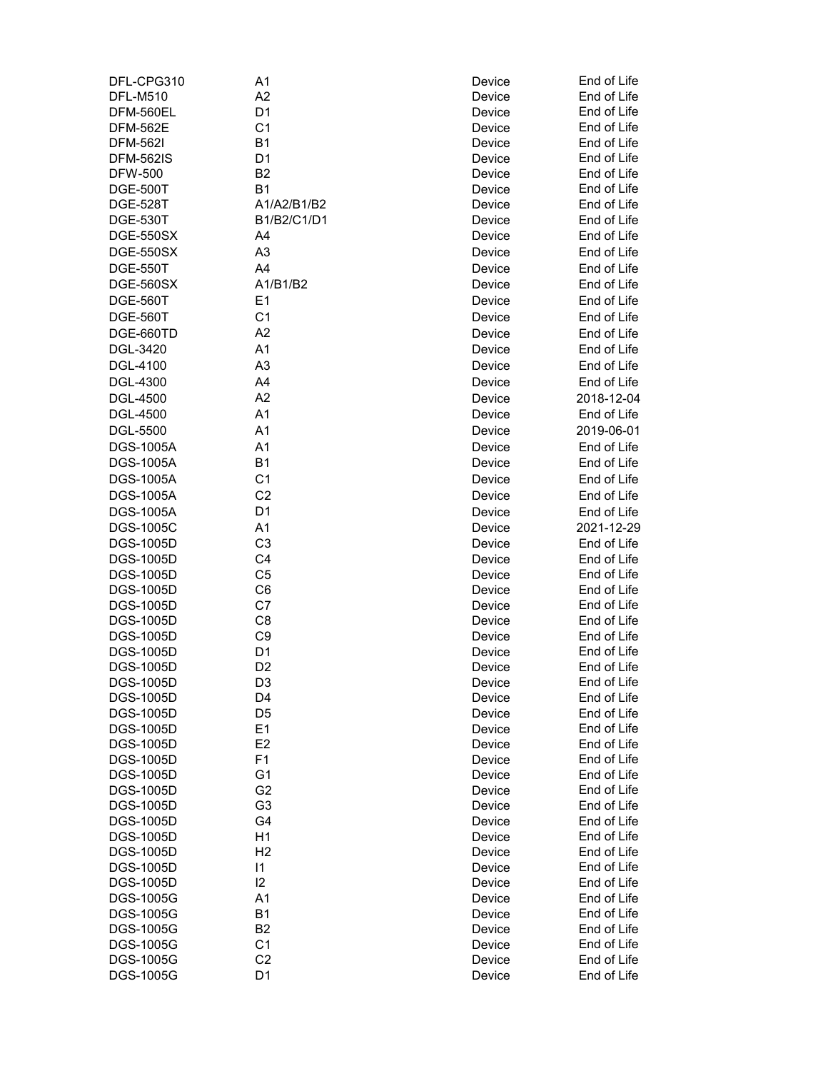| | | | |
|---|---|---|---|
| DFL-CPG310 | A1 | Device | End of Life |
| DFL-M510 | A2 | Device | End of Life |
| DFM-560EL | D1 | Device | End of Life |
| DFM-562E | C1 | Device | End of Life |
| DFM-562I | B1 | Device | End of Life |
| DFM-562IS | D1 | Device | End of Life |
| DFW-500 | B2 | Device | End of Life |
| DGE-500T | B1 | Device | End of Life |
| DGE-528T | A1/A2/B1/B2 | Device | End of Life |
| DGE-530T | B1/B2/C1/D1 | Device | End of Life |
| DGE-550SX | A4 | Device | End of Life |
| DGE-550SX | A3 | Device | End of Life |
| DGE-550T | A4 | Device | End of Life |
| DGE-560SX | A1/B1/B2 | Device | End of Life |
| DGE-560T | E1 | Device | End of Life |
| DGE-560T | C1 | Device | End of Life |
| DGE-660TD | A2 | Device | End of Life |
| DGL-3420 | A1 | Device | End of Life |
| DGL-4100 | A3 | Device | End of Life |
| DGL-4300 | A4 | Device | End of Life |
| DGL-4500 | A2 | Device | 2018-12-04 |
| DGL-4500 | A1 | Device | End of Life |
| DGL-5500 | A1 | Device | 2019-06-01 |
| DGS-1005A | A1 | Device | End of Life |
| DGS-1005A | B1 | Device | End of Life |
| DGS-1005A | C1 | Device | End of Life |
| DGS-1005A | C2 | Device | End of Life |
| DGS-1005A | D1 | Device | End of Life |
| DGS-1005C | A1 | Device | 2021-12-29 |
| DGS-1005D | C3 | Device | End of Life |
| DGS-1005D | C4 | Device | End of Life |
| DGS-1005D | C5 | Device | End of Life |
| DGS-1005D | C6 | Device | End of Life |
| DGS-1005D | C7 | Device | End of Life |
| DGS-1005D | C8 | Device | End of Life |
| DGS-1005D | C9 | Device | End of Life |
| DGS-1005D | D1 | Device | End of Life |
| DGS-1005D | D2 | Device | End of Life |
| DGS-1005D | D3 | Device | End of Life |
| DGS-1005D | D4 | Device | End of Life |
| DGS-1005D | D5 | Device | End of Life |
| DGS-1005D | E1 | Device | End of Life |
| DGS-1005D | E2 | Device | End of Life |
| DGS-1005D | F1 | Device | End of Life |
| DGS-1005D | G1 | Device | End of Life |
| DGS-1005D | G2 | Device | End of Life |
| DGS-1005D | G3 | Device | End of Life |
| DGS-1005D | G4 | Device | End of Life |
| DGS-1005D | H1 | Device | End of Life |
| DGS-1005D | H2 | Device | End of Life |
| DGS-1005D | I1 | Device | End of Life |
| DGS-1005D | I2 | Device | End of Life |
| DGS-1005G | A1 | Device | End of Life |
| DGS-1005G | B1 | Device | End of Life |
| DGS-1005G | B2 | Device | End of Life |
| DGS-1005G | C1 | Device | End of Life |
| DGS-1005G | C2 | Device | End of Life |
| DGS-1005G | D1 | Device | End of Life |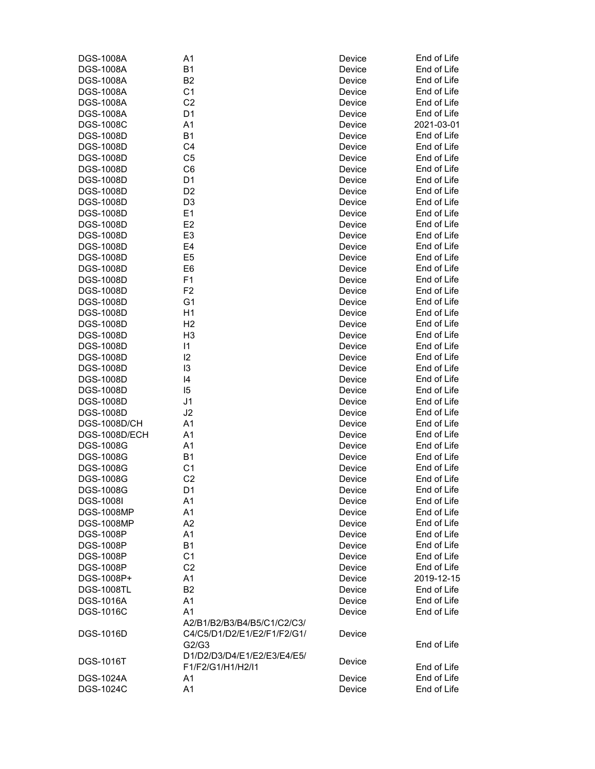| DGS-1008A | A1 | Device | End of Life |
|---|---|---|---|
| DGS-1008A | B1 | Device | End of Life |
| DGS-1008A | B2 | Device | End of Life |
| DGS-1008A | C1 | Device | End of Life |
| DGS-1008A | C2 | Device | End of Life |
| DGS-1008A | D1 | Device | End of Life |
| DGS-1008C | A1 | Device | 2021-03-01 |
| DGS-1008D | B1 | Device | End of Life |
| DGS-1008D | C4 | Device | End of Life |
| DGS-1008D | C5 | Device | End of Life |
| DGS-1008D | C6 | Device | End of Life |
| DGS-1008D | D1 | Device | End of Life |
| DGS-1008D | D2 | Device | End of Life |
| DGS-1008D | D3 | Device | End of Life |
| DGS-1008D | E1 | Device | End of Life |
| DGS-1008D | E2 | Device | End of Life |
| DGS-1008D | E3 | Device | End of Life |
| DGS-1008D | E4 | Device | End of Life |
| DGS-1008D | E5 | Device | End of Life |
| DGS-1008D | E6 | Device | End of Life |
| DGS-1008D | F1 | Device | End of Life |
| DGS-1008D | F2 | Device | End of Life |
| DGS-1008D | G1 | Device | End of Life |
| DGS-1008D | H1 | Device | End of Life |
| DGS-1008D | H2 | Device | End of Life |
| DGS-1008D | H3 | Device | End of Life |
| DGS-1008D | I1 | Device | End of Life |
| DGS-1008D | I2 | Device | End of Life |
| DGS-1008D | I3 | Device | End of Life |
| DGS-1008D | I4 | Device | End of Life |
| DGS-1008D | I5 | Device | End of Life |
| DGS-1008D | J1 | Device | End of Life |
| DGS-1008D | J2 | Device | End of Life |
| DGS-1008D/CH | A1 | Device | End of Life |
| DGS-1008D/ECH | A1 | Device | End of Life |
| DGS-1008G | A1 | Device | End of Life |
| DGS-1008G | B1 | Device | End of Life |
| DGS-1008G | C1 | Device | End of Life |
| DGS-1008G | C2 | Device | End of Life |
| DGS-1008G | D1 | Device | End of Life |
| DGS-1008I | A1 | Device | End of Life |
| DGS-1008MP | A1 | Device | End of Life |
| DGS-1008MP | A2 | Device | End of Life |
| DGS-1008P | A1 | Device | End of Life |
| DGS-1008P | B1 | Device | End of Life |
| DGS-1008P | C1 | Device | End of Life |
| DGS-1008P | C2 | Device | End of Life |
| DGS-1008P+ | A1 | Device | 2019-12-15 |
| DGS-1008TL | B2 | Device | End of Life |
| DGS-1016A | A1 | Device | End of Life |
| DGS-1016C | A1 | Device | End of Life |
| DGS-1016D | A2/B1/B2/B3/B4/B5/C1/C2/C3/C4/C5/D1/D2/E1/E2/F1/F2/G1/G2/G3 | Device | End of Life |
| DGS-1016T | D1/D2/D3/D4/E1/E2/E3/E4/E5/F1/F2/G1/H1/H2/I1 | Device | End of Life |
| DGS-1024A | A1 | Device | End of Life |
| DGS-1024C | A1 | Device | End of Life |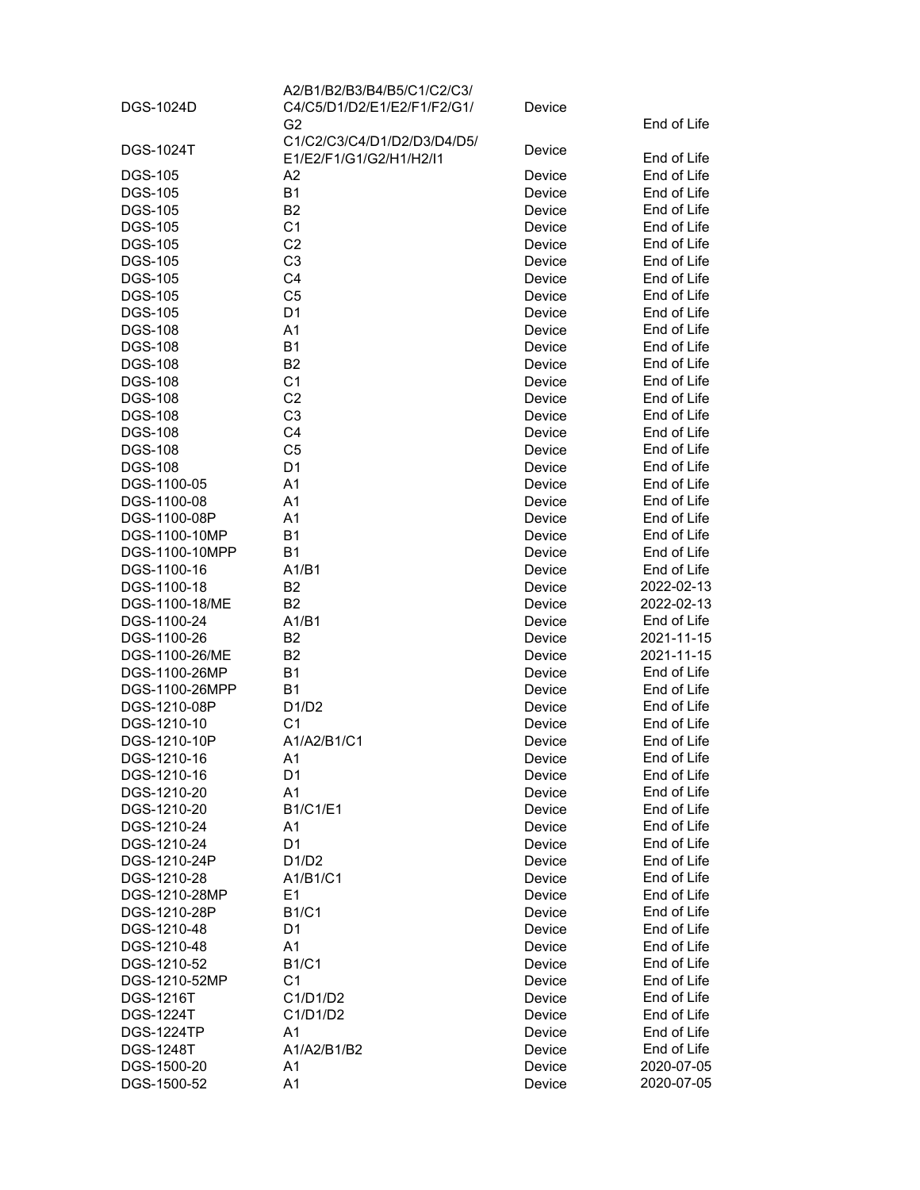| | | | |
|---|---|---|---|
| DGS-1024D | A2/B1/B2/B3/B4/B5/C1/C2/C3/C4/C5/D1/D2/E1/E2/F1/F2/G1/G2 | Device | End of Life |
| DGS-1024T | C1/C2/C3/C4/D1/D2/D3/D4/D5/E1/E2/F1/G1/G2/H1/H2/I1 | Device | End of Life |
| DGS-105 | A2 | Device | End of Life |
| DGS-105 | B1 | Device | End of Life |
| DGS-105 | B2 | Device | End of Life |
| DGS-105 | C1 | Device | End of Life |
| DGS-105 | C2 | Device | End of Life |
| DGS-105 | C3 | Device | End of Life |
| DGS-105 | C4 | Device | End of Life |
| DGS-105 | C5 | Device | End of Life |
| DGS-105 | D1 | Device | End of Life |
| DGS-108 | A1 | Device | End of Life |
| DGS-108 | B1 | Device | End of Life |
| DGS-108 | B2 | Device | End of Life |
| DGS-108 | C1 | Device | End of Life |
| DGS-108 | C2 | Device | End of Life |
| DGS-108 | C3 | Device | End of Life |
| DGS-108 | C4 | Device | End of Life |
| DGS-108 | C5 | Device | End of Life |
| DGS-108 | D1 | Device | End of Life |
| DGS-1100-05 | A1 | Device | End of Life |
| DGS-1100-08 | A1 | Device | End of Life |
| DGS-1100-08P | A1 | Device | End of Life |
| DGS-1100-10MP | B1 | Device | End of Life |
| DGS-1100-10MPP | B1 | Device | End of Life |
| DGS-1100-16 | A1/B1 | Device | End of Life |
| DGS-1100-18 | B2 | Device | 2022-02-13 |
| DGS-1100-18/ME | B2 | Device | 2022-02-13 |
| DGS-1100-24 | A1/B1 | Device | End of Life |
| DGS-1100-26 | B2 | Device | 2021-11-15 |
| DGS-1100-26/ME | B2 | Device | 2021-11-15 |
| DGS-1100-26MP | B1 | Device | End of Life |
| DGS-1100-26MPP | B1 | Device | End of Life |
| DGS-1210-08P | D1/D2 | Device | End of Life |
| DGS-1210-10 | C1 | Device | End of Life |
| DGS-1210-10P | A1/A2/B1/C1 | Device | End of Life |
| DGS-1210-16 | A1 | Device | End of Life |
| DGS-1210-16 | D1 | Device | End of Life |
| DGS-1210-20 | A1 | Device | End of Life |
| DGS-1210-20 | B1/C1/E1 | Device | End of Life |
| DGS-1210-24 | A1 | Device | End of Life |
| DGS-1210-24 | D1 | Device | End of Life |
| DGS-1210-24P | D1/D2 | Device | End of Life |
| DGS-1210-28 | A1/B1/C1 | Device | End of Life |
| DGS-1210-28MP | E1 | Device | End of Life |
| DGS-1210-28P | B1/C1 | Device | End of Life |
| DGS-1210-48 | D1 | Device | End of Life |
| DGS-1210-48 | A1 | Device | End of Life |
| DGS-1210-52 | B1/C1 | Device | End of Life |
| DGS-1210-52MP | C1 | Device | End of Life |
| DGS-1216T | C1/D1/D2 | Device | End of Life |
| DGS-1224T | C1/D1/D2 | Device | End of Life |
| DGS-1224TP | A1 | Device | End of Life |
| DGS-1248T | A1/A2/B1/B2 | Device | End of Life |
| DGS-1500-20 | A1 | Device | 2020-07-05 |
| DGS-1500-52 | A1 | Device | 2020-07-05 |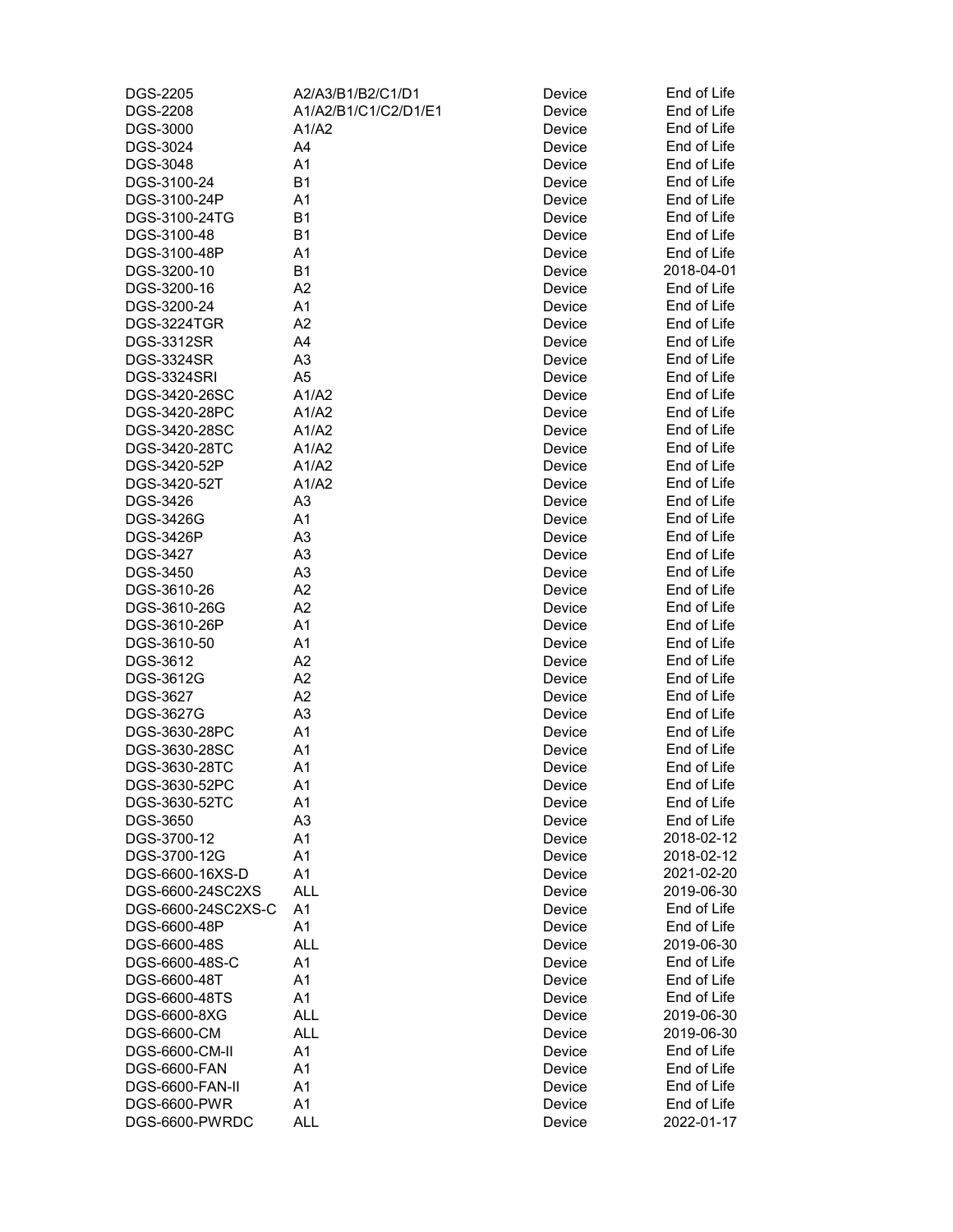| | | | |
|---|---|---|---|
| DGS-2205 | A2/A3/B1/B2/C1/D1 | Device | End of Life |
| DGS-2208 | A1/A2/B1/C1/C2/D1/E1 | Device | End of Life |
| DGS-3000 | A1/A2 | Device | End of Life |
| DGS-3024 | A4 | Device | End of Life |
| DGS-3048 | A1 | Device | End of Life |
| DGS-3100-24 | B1 | Device | End of Life |
| DGS-3100-24P | A1 | Device | End of Life |
| DGS-3100-24TG | B1 | Device | End of Life |
| DGS-3100-48 | B1 | Device | End of Life |
| DGS-3100-48P | A1 | Device | End of Life |
| DGS-3200-10 | B1 | Device | 2018-04-01 |
| DGS-3200-16 | A2 | Device | End of Life |
| DGS-3200-24 | A1 | Device | End of Life |
| DGS-3224TGR | A2 | Device | End of Life |
| DGS-3312SR | A4 | Device | End of Life |
| DGS-3324SR | A3 | Device | End of Life |
| DGS-3324SRI | A5 | Device | End of Life |
| DGS-3420-26SC | A1/A2 | Device | End of Life |
| DGS-3420-28PC | A1/A2 | Device | End of Life |
| DGS-3420-28SC | A1/A2 | Device | End of Life |
| DGS-3420-28TC | A1/A2 | Device | End of Life |
| DGS-3420-52P | A1/A2 | Device | End of Life |
| DGS-3420-52T | A1/A2 | Device | End of Life |
| DGS-3426 | A3 | Device | End of Life |
| DGS-3426G | A1 | Device | End of Life |
| DGS-3426P | A3 | Device | End of Life |
| DGS-3427 | A3 | Device | End of Life |
| DGS-3450 | A3 | Device | End of Life |
| DGS-3610-26 | A2 | Device | End of Life |
| DGS-3610-26G | A2 | Device | End of Life |
| DGS-3610-26P | A1 | Device | End of Life |
| DGS-3610-50 | A1 | Device | End of Life |
| DGS-3612 | A2 | Device | End of Life |
| DGS-3612G | A2 | Device | End of Life |
| DGS-3627 | A2 | Device | End of Life |
| DGS-3627G | A3 | Device | End of Life |
| DGS-3630-28PC | A1 | Device | End of Life |
| DGS-3630-28SC | A1 | Device | End of Life |
| DGS-3630-28TC | A1 | Device | End of Life |
| DGS-3630-52PC | A1 | Device | End of Life |
| DGS-3630-52TC | A1 | Device | End of Life |
| DGS-3650 | A3 | Device | End of Life |
| DGS-3700-12 | A1 | Device | 2018-02-12 |
| DGS-3700-12G | A1 | Device | 2018-02-12 |
| DGS-6600-16XS-D | A1 | Device | 2021-02-20 |
| DGS-6600-24SC2XS | ALL | Device | 2019-06-30 |
| DGS-6600-24SC2XS-C | A1 | Device | End of Life |
| DGS-6600-48P | A1 | Device | End of Life |
| DGS-6600-48S | ALL | Device | 2019-06-30 |
| DGS-6600-48S-C | A1 | Device | End of Life |
| DGS-6600-48T | A1 | Device | End of Life |
| DGS-6600-48TS | A1 | Device | End of Life |
| DGS-6600-8XG | ALL | Device | 2019-06-30 |
| DGS-6600-CM | ALL | Device | 2019-06-30 |
| DGS-6600-CM-II | A1 | Device | End of Life |
| DGS-6600-FAN | A1 | Device | End of Life |
| DGS-6600-FAN-II | A1 | Device | End of Life |
| DGS-6600-PWR | A1 | Device | End of Life |
| DGS-6600-PWRDC | ALL | Device | 2022-01-17 |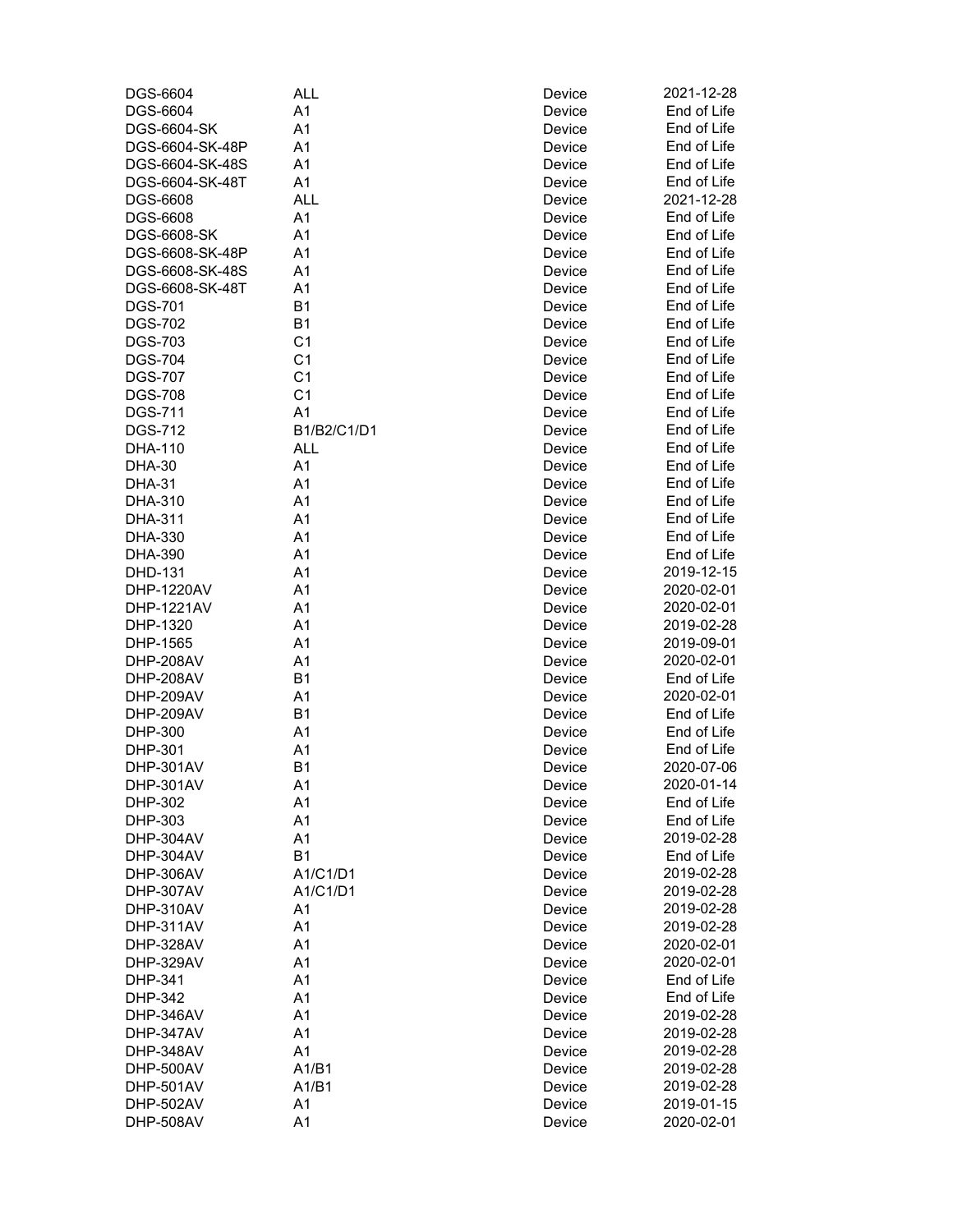| | | | |
|---|---|---|---|
| DGS-6604 | ALL | Device | 2021-12-28 |
| DGS-6604 | A1 | Device | End of Life |
| DGS-6604-SK | A1 | Device | End of Life |
| DGS-6604-SK-48P | A1 | Device | End of Life |
| DGS-6604-SK-48S | A1 | Device | End of Life |
| DGS-6604-SK-48T | A1 | Device | End of Life |
| DGS-6608 | ALL | Device | 2021-12-28 |
| DGS-6608 | A1 | Device | End of Life |
| DGS-6608-SK | A1 | Device | End of Life |
| DGS-6608-SK-48P | A1 | Device | End of Life |
| DGS-6608-SK-48S | A1 | Device | End of Life |
| DGS-6608-SK-48T | A1 | Device | End of Life |
| DGS-701 | B1 | Device | End of Life |
| DGS-702 | B1 | Device | End of Life |
| DGS-703 | C1 | Device | End of Life |
| DGS-704 | C1 | Device | End of Life |
| DGS-707 | C1 | Device | End of Life |
| DGS-708 | C1 | Device | End of Life |
| DGS-711 | A1 | Device | End of Life |
| DGS-712 | B1/B2/C1/D1 | Device | End of Life |
| DHA-110 | ALL | Device | End of Life |
| DHA-30 | A1 | Device | End of Life |
| DHA-31 | A1 | Device | End of Life |
| DHA-310 | A1 | Device | End of Life |
| DHA-311 | A1 | Device | End of Life |
| DHA-330 | A1 | Device | End of Life |
| DHA-390 | A1 | Device | End of Life |
| DHD-131 | A1 | Device | 2019-12-15 |
| DHP-1220AV | A1 | Device | 2020-02-01 |
| DHP-1221AV | A1 | Device | 2020-02-01 |
| DHP-1320 | A1 | Device | 2019-02-28 |
| DHP-1565 | A1 | Device | 2019-09-01 |
| DHP-208AV | A1 | Device | 2020-02-01 |
| DHP-208AV | B1 | Device | End of Life |
| DHP-209AV | A1 | Device | 2020-02-01 |
| DHP-209AV | B1 | Device | End of Life |
| DHP-300 | A1 | Device | End of Life |
| DHP-301 | A1 | Device | End of Life |
| DHP-301AV | B1 | Device | 2020-07-06 |
| DHP-301AV | A1 | Device | 2020-01-14 |
| DHP-302 | A1 | Device | End of Life |
| DHP-303 | A1 | Device | End of Life |
| DHP-304AV | A1 | Device | 2019-02-28 |
| DHP-304AV | B1 | Device | End of Life |
| DHP-306AV | A1/C1/D1 | Device | 2019-02-28 |
| DHP-307AV | A1/C1/D1 | Device | 2019-02-28 |
| DHP-310AV | A1 | Device | 2019-02-28 |
| DHP-311AV | A1 | Device | 2019-02-28 |
| DHP-328AV | A1 | Device | 2020-02-01 |
| DHP-329AV | A1 | Device | 2020-02-01 |
| DHP-341 | A1 | Device | End of Life |
| DHP-342 | A1 | Device | End of Life |
| DHP-346AV | A1 | Device | 2019-02-28 |
| DHP-347AV | A1 | Device | 2019-02-28 |
| DHP-348AV | A1 | Device | 2019-02-28 |
| DHP-500AV | A1/B1 | Device | 2019-02-28 |
| DHP-501AV | A1/B1 | Device | 2019-02-28 |
| DHP-502AV | A1 | Device | 2019-01-15 |
| DHP-508AV | A1 | Device | 2020-02-01 |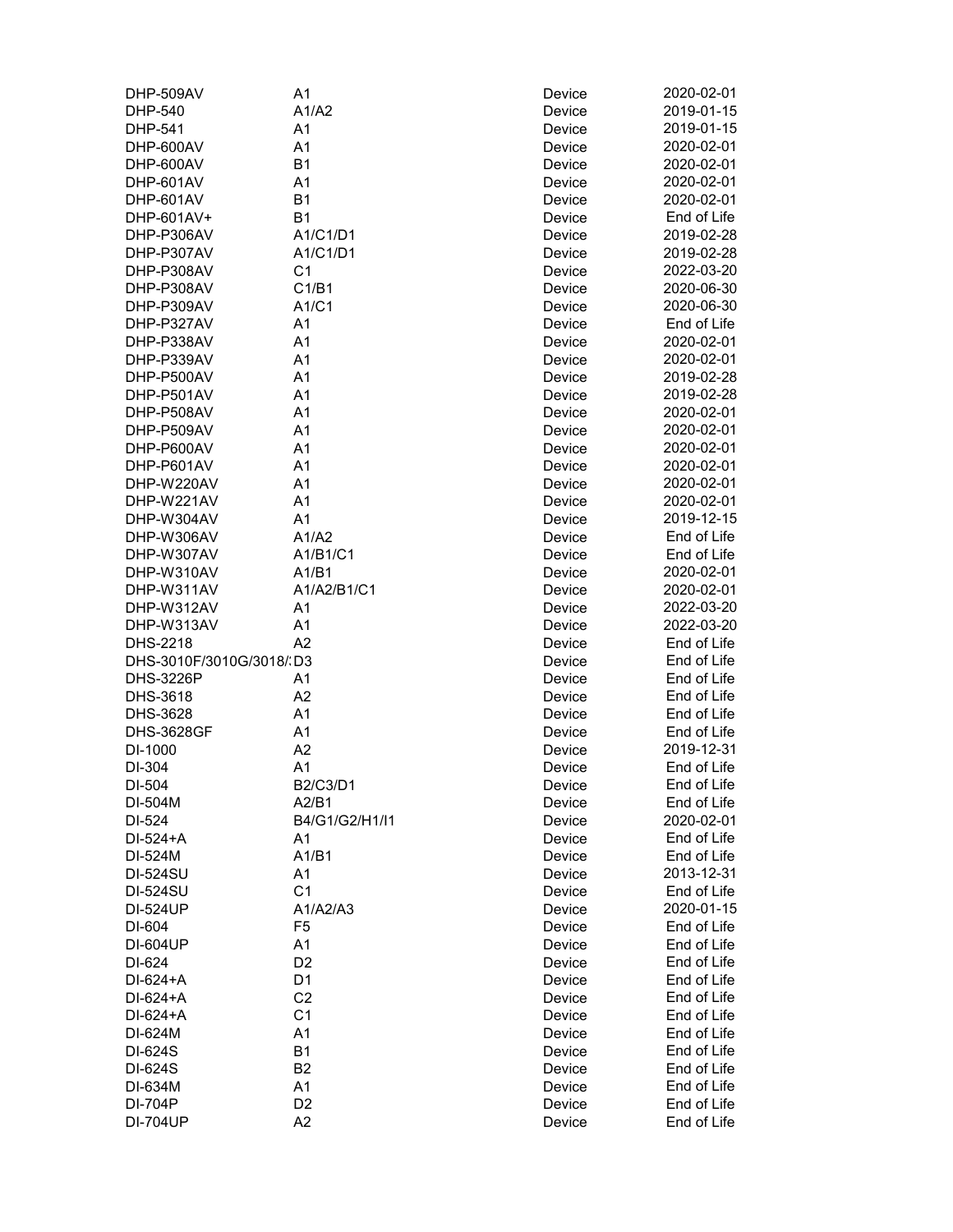| | | | |
|---|---|---|---|
| DHP-509AV | A1 | Device | 2020-02-01 |
| DHP-540 | A1/A2 | Device | 2019-01-15 |
| DHP-541 | A1 | Device | 2019-01-15 |
| DHP-600AV | A1 | Device | 2020-02-01 |
| DHP-600AV | B1 | Device | 2020-02-01 |
| DHP-601AV | A1 | Device | 2020-02-01 |
| DHP-601AV | B1 | Device | 2020-02-01 |
| DHP-601AV+ | B1 | Device | End of Life |
| DHP-P306AV | A1/C1/D1 | Device | 2019-02-28 |
| DHP-P307AV | A1/C1/D1 | Device | 2019-02-28 |
| DHP-P308AV | C1 | Device | 2022-03-20 |
| DHP-P308AV | C1/B1 | Device | 2020-06-30 |
| DHP-P309AV | A1/C1 | Device | 2020-06-30 |
| DHP-P327AV | A1 | Device | End of Life |
| DHP-P338AV | A1 | Device | 2020-02-01 |
| DHP-P339AV | A1 | Device | 2020-02-01 |
| DHP-P500AV | A1 | Device | 2019-02-28 |
| DHP-P501AV | A1 | Device | 2019-02-28 |
| DHP-P508AV | A1 | Device | 2020-02-01 |
| DHP-P509AV | A1 | Device | 2020-02-01 |
| DHP-P600AV | A1 | Device | 2020-02-01 |
| DHP-P601AV | A1 | Device | 2020-02-01 |
| DHP-W220AV | A1 | Device | 2020-02-01 |
| DHP-W221AV | A1 | Device | 2020-02-01 |
| DHP-W304AV | A1 | Device | 2019-12-15 |
| DHP-W306AV | A1/A2 | Device | End of Life |
| DHP-W307AV | A1/B1/C1 | Device | End of Life |
| DHP-W310AV | A1/B1 | Device | 2020-02-01 |
| DHP-W311AV | A1/A2/B1/C1 | Device | 2020-02-01 |
| DHP-W312AV | A1 | Device | 2022-03-20 |
| DHP-W313AV | A1 | Device | 2022-03-20 |
| DHS-2218 | A2 | Device | End of Life |
| DHS-3010F/3010G/3018/: | D3 | Device | End of Life |
| DHS-3226P | A1 | Device | End of Life |
| DHS-3618 | A2 | Device | End of Life |
| DHS-3628 | A1 | Device | End of Life |
| DHS-3628GF | A1 | Device | End of Life |
| DI-1000 | A2 | Device | 2019-12-31 |
| DI-304 | A1 | Device | End of Life |
| DI-504 | B2/C3/D1 | Device | End of Life |
| DI-504M | A2/B1 | Device | End of Life |
| DI-524 | B4/G1/G2/H1/I1 | Device | 2020-02-01 |
| DI-524+A | A1 | Device | End of Life |
| DI-524M | A1/B1 | Device | End of Life |
| DI-524SU | A1 | Device | 2013-12-31 |
| DI-524SU | C1 | Device | End of Life |
| DI-524UP | A1/A2/A3 | Device | 2020-01-15 |
| DI-604 | F5 | Device | End of Life |
| DI-604UP | A1 | Device | End of Life |
| DI-624 | D2 | Device | End of Life |
| DI-624+A | D1 | Device | End of Life |
| DI-624+A | C2 | Device | End of Life |
| DI-624+A | C1 | Device | End of Life |
| DI-624M | A1 | Device | End of Life |
| DI-624S | B1 | Device | End of Life |
| DI-624S | B2 | Device | End of Life |
| DI-634M | A1 | Device | End of Life |
| DI-704P | D2 | Device | End of Life |
| DI-704UP | A2 | Device | End of Life |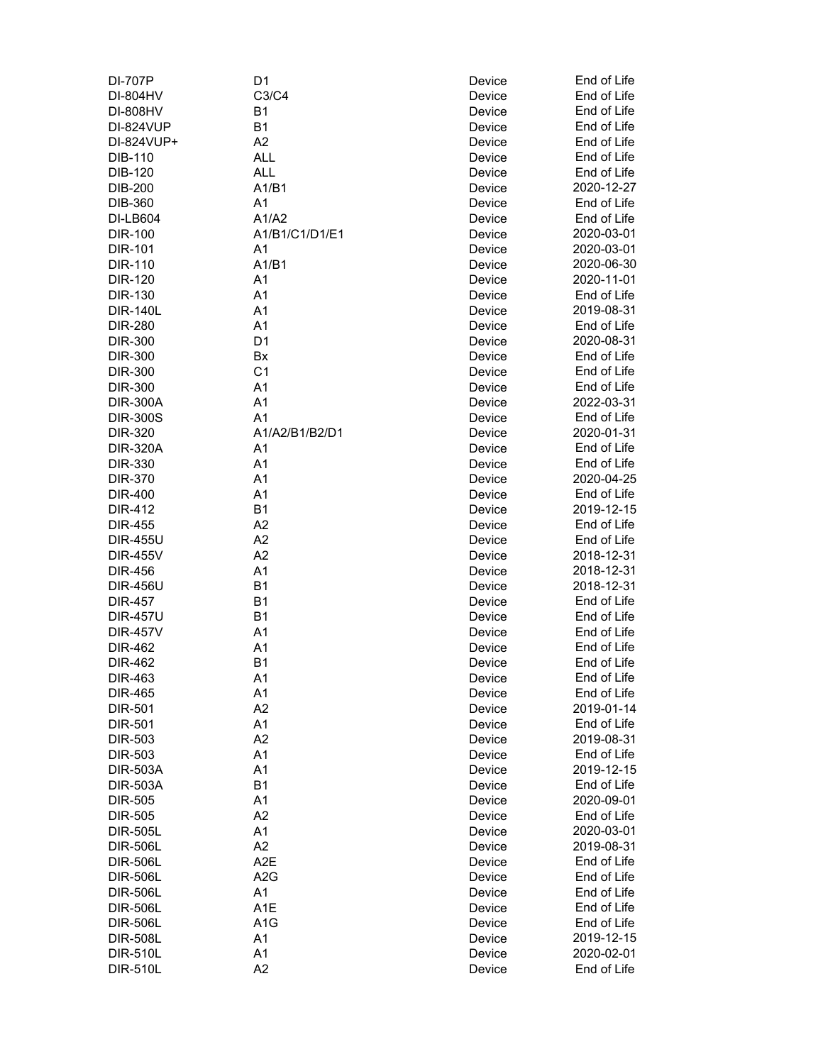| | | | |
|---|---|---|---|
| DI-707P | D1 | Device | End of Life |
| DI-804HV | C3/C4 | Device | End of Life |
| DI-808HV | B1 | Device | End of Life |
| DI-824VUP | B1 | Device | End of Life |
| DI-824VUP+ | A2 | Device | End of Life |
| DIB-110 | ALL | Device | End of Life |
| DIB-120 | ALL | Device | End of Life |
| DIB-200 | A1/B1 | Device | 2020-12-27 |
| DIB-360 | A1 | Device | End of Life |
| DI-LB604 | A1/A2 | Device | End of Life |
| DIR-100 | A1/B1/C1/D1/E1 | Device | 2020-03-01 |
| DIR-101 | A1 | Device | 2020-03-01 |
| DIR-110 | A1/B1 | Device | 2020-06-30 |
| DIR-120 | A1 | Device | 2020-11-01 |
| DIR-130 | A1 | Device | End of Life |
| DIR-140L | A1 | Device | 2019-08-31 |
| DIR-280 | A1 | Device | End of Life |
| DIR-300 | D1 | Device | 2020-08-31 |
| DIR-300 | Bx | Device | End of Life |
| DIR-300 | C1 | Device | End of Life |
| DIR-300 | A1 | Device | End of Life |
| DIR-300A | A1 | Device | 2022-03-31 |
| DIR-300S | A1 | Device | End of Life |
| DIR-320 | A1/A2/B1/B2/D1 | Device | 2020-01-31 |
| DIR-320A | A1 | Device | End of Life |
| DIR-330 | A1 | Device | End of Life |
| DIR-370 | A1 | Device | 2020-04-25 |
| DIR-400 | A1 | Device | End of Life |
| DIR-412 | B1 | Device | 2019-12-15 |
| DIR-455 | A2 | Device | End of Life |
| DIR-455U | A2 | Device | End of Life |
| DIR-455V | A2 | Device | 2018-12-31 |
| DIR-456 | A1 | Device | 2018-12-31 |
| DIR-456U | B1 | Device | 2018-12-31 |
| DIR-457 | B1 | Device | End of Life |
| DIR-457U | B1 | Device | End of Life |
| DIR-457V | A1 | Device | End of Life |
| DIR-462 | A1 | Device | End of Life |
| DIR-462 | B1 | Device | End of Life |
| DIR-463 | A1 | Device | End of Life |
| DIR-465 | A1 | Device | End of Life |
| DIR-501 | A2 | Device | 2019-01-14 |
| DIR-501 | A1 | Device | End of Life |
| DIR-503 | A2 | Device | 2019-08-31 |
| DIR-503 | A1 | Device | End of Life |
| DIR-503A | A1 | Device | 2019-12-15 |
| DIR-503A | B1 | Device | End of Life |
| DIR-505 | A1 | Device | 2020-09-01 |
| DIR-505 | A2 | Device | End of Life |
| DIR-505L | A1 | Device | 2020-03-01 |
| DIR-506L | A2 | Device | 2019-08-31 |
| DIR-506L | A2E | Device | End of Life |
| DIR-506L | A2G | Device | End of Life |
| DIR-506L | A1 | Device | End of Life |
| DIR-506L | A1E | Device | End of Life |
| DIR-506L | A1G | Device | End of Life |
| DIR-508L | A1 | Device | 2019-12-15 |
| DIR-510L | A1 | Device | 2020-02-01 |
| DIR-510L | A2 | Device | End of Life |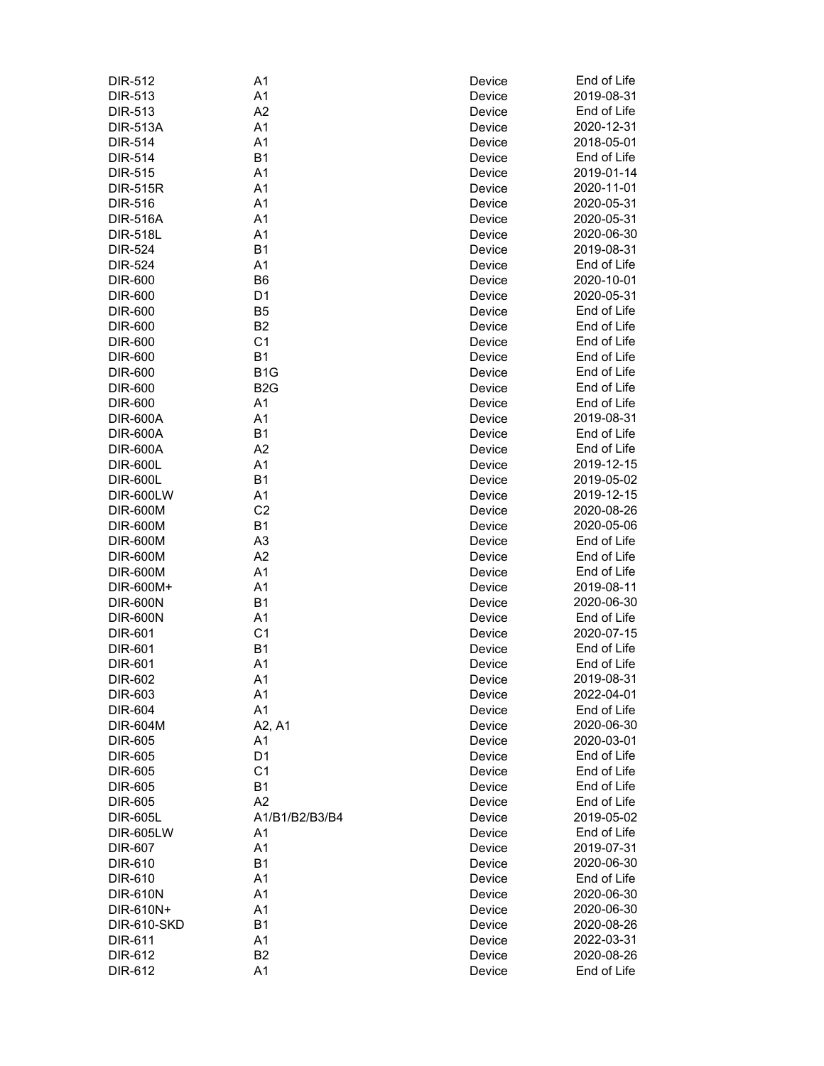| | | | |
|---|---|---|---|
| DIR-512 | A1 | Device | End of Life |
| DIR-513 | A1 | Device | 2019-08-31 |
| DIR-513 | A2 | Device | End of Life |
| DIR-513A | A1 | Device | 2020-12-31 |
| DIR-514 | A1 | Device | 2018-05-01 |
| DIR-514 | B1 | Device | End of Life |
| DIR-515 | A1 | Device | 2019-01-14 |
| DIR-515R | A1 | Device | 2020-11-01 |
| DIR-516 | A1 | Device | 2020-05-31 |
| DIR-516A | A1 | Device | 2020-05-31 |
| DIR-518L | A1 | Device | 2020-06-30 |
| DIR-524 | B1 | Device | 2019-08-31 |
| DIR-524 | A1 | Device | End of Life |
| DIR-600 | B6 | Device | 2020-10-01 |
| DIR-600 | D1 | Device | 2020-05-31 |
| DIR-600 | B5 | Device | End of Life |
| DIR-600 | B2 | Device | End of Life |
| DIR-600 | C1 | Device | End of Life |
| DIR-600 | B1 | Device | End of Life |
| DIR-600 | B1G | Device | End of Life |
| DIR-600 | B2G | Device | End of Life |
| DIR-600 | A1 | Device | End of Life |
| DIR-600A | A1 | Device | 2019-08-31 |
| DIR-600A | B1 | Device | End of Life |
| DIR-600A | A2 | Device | End of Life |
| DIR-600L | A1 | Device | 2019-12-15 |
| DIR-600L | B1 | Device | 2019-05-02 |
| DIR-600LW | A1 | Device | 2019-12-15 |
| DIR-600M | C2 | Device | 2020-08-26 |
| DIR-600M | B1 | Device | 2020-05-06 |
| DIR-600M | A3 | Device | End of Life |
| DIR-600M | A2 | Device | End of Life |
| DIR-600M | A1 | Device | End of Life |
| DIR-600M+ | A1 | Device | 2019-08-11 |
| DIR-600N | B1 | Device | 2020-06-30 |
| DIR-600N | A1 | Device | End of Life |
| DIR-601 | C1 | Device | 2020-07-15 |
| DIR-601 | B1 | Device | End of Life |
| DIR-601 | A1 | Device | End of Life |
| DIR-602 | A1 | Device | 2019-08-31 |
| DIR-603 | A1 | Device | 2022-04-01 |
| DIR-604 | A1 | Device | End of Life |
| DIR-604M | A2, A1 | Device | 2020-06-30 |
| DIR-605 | A1 | Device | 2020-03-01 |
| DIR-605 | D1 | Device | End of Life |
| DIR-605 | C1 | Device | End of Life |
| DIR-605 | B1 | Device | End of Life |
| DIR-605 | A2 | Device | End of Life |
| DIR-605L | A1/B1/B2/B3/B4 | Device | 2019-05-02 |
| DIR-605LW | A1 | Device | End of Life |
| DIR-607 | A1 | Device | 2019-07-31 |
| DIR-610 | B1 | Device | 2020-06-30 |
| DIR-610 | A1 | Device | End of Life |
| DIR-610N | A1 | Device | 2020-06-30 |
| DIR-610N+ | A1 | Device | 2020-06-30 |
| DIR-610-SKD | B1 | Device | 2020-08-26 |
| DIR-611 | A1 | Device | 2022-03-31 |
| DIR-612 | B2 | Device | 2020-08-26 |
| DIR-612 | A1 | Device | End of Life |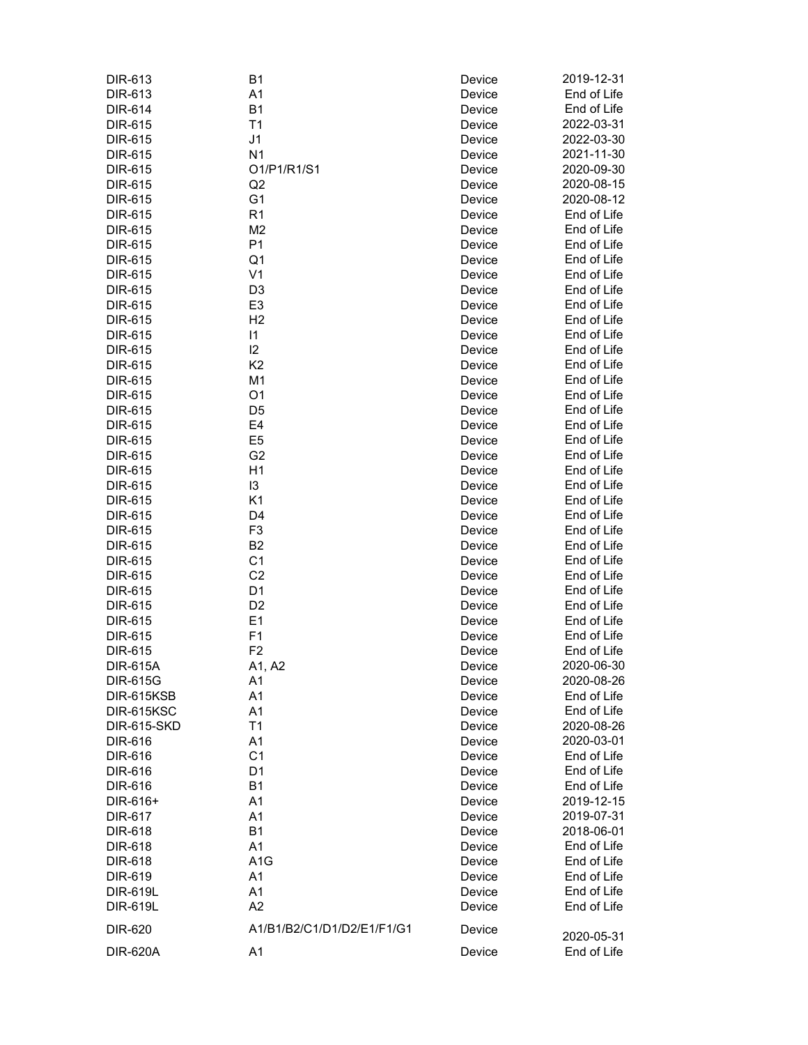| | | | |
|---|---|---|---|
| DIR-613 | B1 | Device | 2019-12-31 |
| DIR-613 | A1 | Device | End of Life |
| DIR-614 | B1 | Device | End of Life |
| DIR-615 | T1 | Device | 2022-03-31 |
| DIR-615 | J1 | Device | 2022-03-30 |
| DIR-615 | N1 | Device | 2021-11-30 |
| DIR-615 | O1/P1/R1/S1 | Device | 2020-09-30 |
| DIR-615 | Q2 | Device | 2020-08-15 |
| DIR-615 | G1 | Device | 2020-08-12 |
| DIR-615 | R1 | Device | End of Life |
| DIR-615 | M2 | Device | End of Life |
| DIR-615 | P1 | Device | End of Life |
| DIR-615 | Q1 | Device | End of Life |
| DIR-615 | V1 | Device | End of Life |
| DIR-615 | D3 | Device | End of Life |
| DIR-615 | E3 | Device | End of Life |
| DIR-615 | H2 | Device | End of Life |
| DIR-615 | I1 | Device | End of Life |
| DIR-615 | I2 | Device | End of Life |
| DIR-615 | K2 | Device | End of Life |
| DIR-615 | M1 | Device | End of Life |
| DIR-615 | O1 | Device | End of Life |
| DIR-615 | D5 | Device | End of Life |
| DIR-615 | E4 | Device | End of Life |
| DIR-615 | E5 | Device | End of Life |
| DIR-615 | G2 | Device | End of Life |
| DIR-615 | H1 | Device | End of Life |
| DIR-615 | I3 | Device | End of Life |
| DIR-615 | K1 | Device | End of Life |
| DIR-615 | D4 | Device | End of Life |
| DIR-615 | F3 | Device | End of Life |
| DIR-615 | B2 | Device | End of Life |
| DIR-615 | C1 | Device | End of Life |
| DIR-615 | C2 | Device | End of Life |
| DIR-615 | D1 | Device | End of Life |
| DIR-615 | D2 | Device | End of Life |
| DIR-615 | E1 | Device | End of Life |
| DIR-615 | F1 | Device | End of Life |
| DIR-615 | F2 | Device | End of Life |
| DIR-615A | A1, A2 | Device | 2020-06-30 |
| DIR-615G | A1 | Device | 2020-08-26 |
| DIR-615KSB | A1 | Device | End of Life |
| DIR-615KSC | A1 | Device | End of Life |
| DIR-615-SKD | T1 | Device | 2020-08-26 |
| DIR-616 | A1 | Device | 2020-03-01 |
| DIR-616 | C1 | Device | End of Life |
| DIR-616 | D1 | Device | End of Life |
| DIR-616 | B1 | Device | End of Life |
| DIR-616+ | A1 | Device | 2019-12-15 |
| DIR-617 | A1 | Device | 2019-07-31 |
| DIR-618 | B1 | Device | 2018-06-01 |
| DIR-618 | A1 | Device | End of Life |
| DIR-618 | A1G | Device | End of Life |
| DIR-619 | A1 | Device | End of Life |
| DIR-619L | A1 | Device | End of Life |
| DIR-619L | A2 | Device | End of Life |
| DIR-620 | A1/B1/B2/C1/D1/D2/E1/F1/G1 | Device | 2020-05-31 |
| DIR-620A | A1 | Device | End of Life |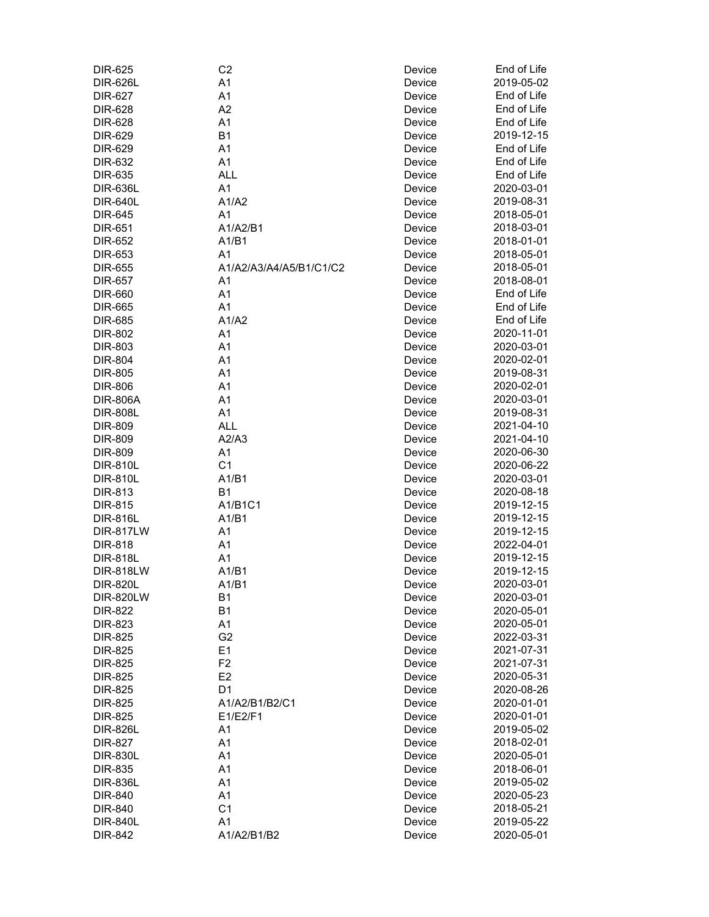| DIR-625 | C2 | Device | End of Life |
|---|---|---|---|
| DIR-626L | A1 | Device | 2019-05-02 |
| DIR-627 | A1 | Device | End of Life |
| DIR-628 | A2 | Device | End of Life |
| DIR-628 | A1 | Device | End of Life |
| DIR-629 | B1 | Device | 2019-12-15 |
| DIR-629 | A1 | Device | End of Life |
| DIR-632 | A1 | Device | End of Life |
| DIR-635 | ALL | Device | End of Life |
| DIR-636L | A1 | Device | 2020-03-01 |
| DIR-640L | A1/A2 | Device | 2019-08-31 |
| DIR-645 | A1 | Device | 2018-05-01 |
| DIR-651 | A1/A2/B1 | Device | 2018-03-01 |
| DIR-652 | A1/B1 | Device | 2018-01-01 |
| DIR-653 | A1 | Device | 2018-05-01 |
| DIR-655 | A1/A2/A3/A4/A5/B1/C1/C2 | Device | 2018-05-01 |
| DIR-657 | A1 | Device | 2018-08-01 |
| DIR-660 | A1 | Device | End of Life |
| DIR-665 | A1 | Device | End of Life |
| DIR-685 | A1/A2 | Device | End of Life |
| DIR-802 | A1 | Device | 2020-11-01 |
| DIR-803 | A1 | Device | 2020-03-01 |
| DIR-804 | A1 | Device | 2020-02-01 |
| DIR-805 | A1 | Device | 2019-08-31 |
| DIR-806 | A1 | Device | 2020-02-01 |
| DIR-806A | A1 | Device | 2020-03-01 |
| DIR-808L | A1 | Device | 2019-08-31 |
| DIR-809 | ALL | Device | 2021-04-10 |
| DIR-809 | A2/A3 | Device | 2021-04-10 |
| DIR-809 | A1 | Device | 2020-06-30 |
| DIR-810L | C1 | Device | 2020-06-22 |
| DIR-810L | A1/B1 | Device | 2020-03-01 |
| DIR-813 | B1 | Device | 2020-08-18 |
| DIR-815 | A1/B1C1 | Device | 2019-12-15 |
| DIR-816L | A1/B1 | Device | 2019-12-15 |
| DIR-817LW | A1 | Device | 2019-12-15 |
| DIR-818 | A1 | Device | 2022-04-01 |
| DIR-818L | A1 | Device | 2019-12-15 |
| DIR-818LW | A1/B1 | Device | 2019-12-15 |
| DIR-820L | A1/B1 | Device | 2020-03-01 |
| DIR-820LW | B1 | Device | 2020-03-01 |
| DIR-822 | B1 | Device | 2020-05-01 |
| DIR-823 | A1 | Device | 2020-05-01 |
| DIR-825 | G2 | Device | 2022-03-31 |
| DIR-825 | E1 | Device | 2021-07-31 |
| DIR-825 | F2 | Device | 2021-07-31 |
| DIR-825 | E2 | Device | 2020-05-31 |
| DIR-825 | D1 | Device | 2020-08-26 |
| DIR-825 | A1/A2/B1/B2/C1 | Device | 2020-01-01 |
| DIR-825 | E1/E2/F1 | Device | 2020-01-01 |
| DIR-826L | A1 | Device | 2019-05-02 |
| DIR-827 | A1 | Device | 2018-02-01 |
| DIR-830L | A1 | Device | 2020-05-01 |
| DIR-835 | A1 | Device | 2018-06-01 |
| DIR-836L | A1 | Device | 2019-05-02 |
| DIR-840 | A1 | Device | 2020-05-23 |
| DIR-840 | C1 | Device | 2018-05-21 |
| DIR-840L | A1 | Device | 2019-05-22 |
| DIR-842 | A1/A2/B1/B2 | Device | 2020-05-01 |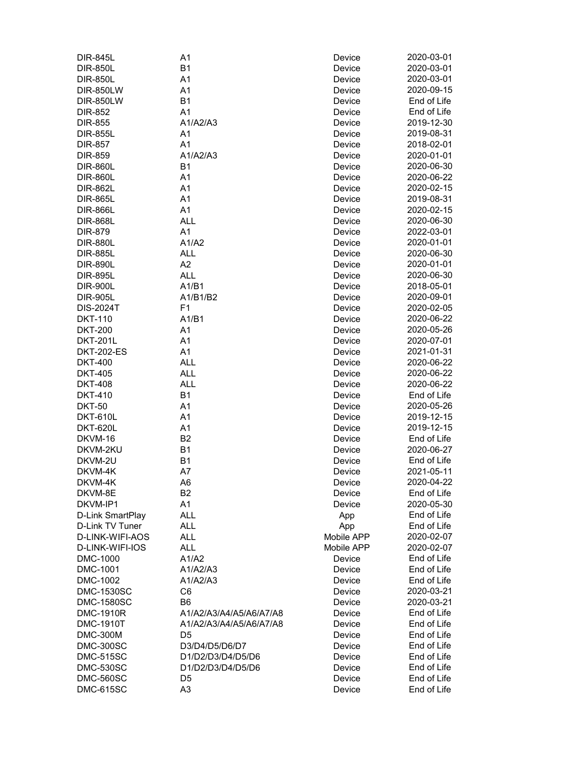| | | | |
|---|---|---|---|
| DIR-845L | A1 | Device | 2020-03-01 |
| DIR-850L | B1 | Device | 2020-03-01 |
| DIR-850L | A1 | Device | 2020-03-01 |
| DIR-850LW | A1 | Device | 2020-09-15 |
| DIR-850LW | B1 | Device | End of Life |
| DIR-852 | A1 | Device | End of Life |
| DIR-855 | A1/A2/A3 | Device | 2019-12-30 |
| DIR-855L | A1 | Device | 2019-08-31 |
| DIR-857 | A1 | Device | 2018-02-01 |
| DIR-859 | A1/A2/A3 | Device | 2020-01-01 |
| DIR-860L | B1 | Device | 2020-06-30 |
| DIR-860L | A1 | Device | 2020-06-22 |
| DIR-862L | A1 | Device | 2020-02-15 |
| DIR-865L | A1 | Device | 2019-08-31 |
| DIR-866L | A1 | Device | 2020-02-15 |
| DIR-868L | ALL | Device | 2020-06-30 |
| DIR-879 | A1 | Device | 2022-03-01 |
| DIR-880L | A1/A2 | Device | 2020-01-01 |
| DIR-885L | ALL | Device | 2020-06-30 |
| DIR-890L | A2 | Device | 2020-01-01 |
| DIR-895L | ALL | Device | 2020-06-30 |
| DIR-900L | A1/B1 | Device | 2018-05-01 |
| DIR-905L | A1/B1/B2 | Device | 2020-09-01 |
| DIS-2024T | F1 | Device | 2020-02-05 |
| DKT-110 | A1/B1 | Device | 2020-06-22 |
| DKT-200 | A1 | Device | 2020-05-26 |
| DKT-201L | A1 | Device | 2020-07-01 |
| DKT-202-ES | A1 | Device | 2021-01-31 |
| DKT-400 | ALL | Device | 2020-06-22 |
| DKT-405 | ALL | Device | 2020-06-22 |
| DKT-408 | ALL | Device | 2020-06-22 |
| DKT-410 | B1 | Device | End of Life |
| DKT-50 | A1 | Device | 2020-05-26 |
| DKT-610L | A1 | Device | 2019-12-15 |
| DKT-620L | A1 | Device | 2019-12-15 |
| DKVM-16 | B2 | Device | End of Life |
| DKVM-2KU | B1 | Device | 2020-06-27 |
| DKVM-2U | B1 | Device | End of Life |
| DKVM-4K | A7 | Device | 2021-05-11 |
| DKVM-4K | A6 | Device | 2020-04-22 |
| DKVM-8E | B2 | Device | End of Life |
| DKVM-IP1 | A1 | Device | 2020-05-30 |
| D-Link SmartPlay | ALL | App | End of Life |
| D-Link TV Tuner | ALL | App | End of Life |
| D-LINK-WIFI-AOS | ALL | Mobile APP | 2020-02-07 |
| D-LINK-WIFI-IOS | ALL | Mobile APP | 2020-02-07 |
| DMC-1000 | A1/A2 | Device | End of Life |
| DMC-1001 | A1/A2/A3 | Device | End of Life |
| DMC-1002 | A1/A2/A3 | Device | End of Life |
| DMC-1530SC | C6 | Device | 2020-03-21 |
| DMC-1580SC | B6 | Device | 2020-03-21 |
| DMC-1910R | A1/A2/A3/A4/A5/A6/A7/A8 | Device | End of Life |
| DMC-1910T | A1/A2/A3/A4/A5/A6/A7/A8 | Device | End of Life |
| DMC-300M | D5 | Device | End of Life |
| DMC-300SC | D3/D4/D5/D6/D7 | Device | End of Life |
| DMC-515SC | D1/D2/D3/D4/D5/D6 | Device | End of Life |
| DMC-530SC | D1/D2/D3/D4/D5/D6 | Device | End of Life |
| DMC-560SC | D5 | Device | End of Life |
| DMC-615SC | A3 | Device | End of Life |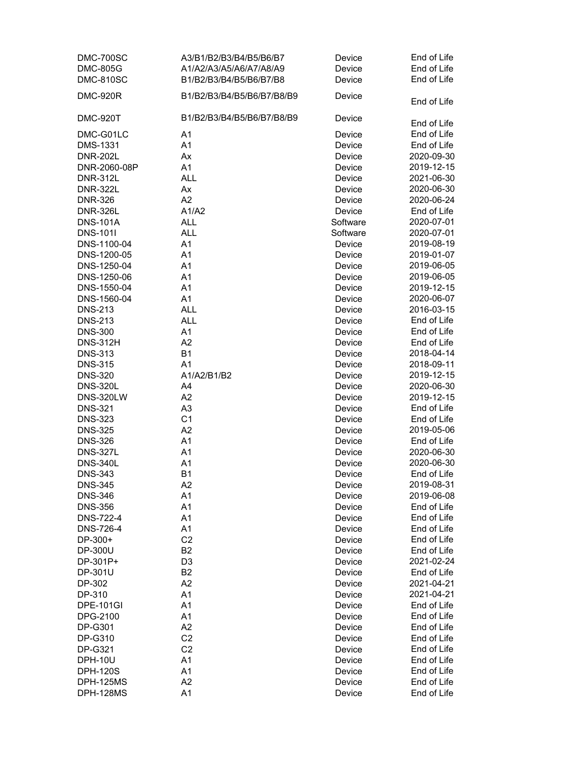| | | | |
|---|---|---|---|
| DMC-700SC | A3/B1/B2/B3/B4/B5/B6/B7 | Device | End of Life |
| DMC-805G | A1/A2/A3/A5/A6/A7/A8/A9 | Device | End of Life |
| DMC-810SC | B1/B2/B3/B4/B5/B6/B7/B8 | Device | End of Life |
| DMC-920R | B1/B2/B3/B4/B5/B6/B7/B8/B9 | Device | End of Life |
| DMC-920T | B1/B2/B3/B4/B5/B6/B7/B8/B9 | Device | End of Life |
| DMC-G01LC | A1 | Device | End of Life |
| DMS-1331 | A1 | Device | End of Life |
| DNR-202L | Ax | Device | 2020-09-30 |
| DNR-2060-08P | A1 | Device | 2019-12-15 |
| DNR-312L | ALL | Device | 2021-06-30 |
| DNR-322L | Ax | Device | 2020-06-30 |
| DNR-326 | A2 | Device | 2020-06-24 |
| DNR-326L | A1/A2 | Device | End of Life |
| DNS-101A | ALL | Software | 2020-07-01 |
| DNS-101I | ALL | Software | 2020-07-01 |
| DNS-1100-04 | A1 | Device | 2019-08-19 |
| DNS-1200-05 | A1 | Device | 2019-01-07 |
| DNS-1250-04 | A1 | Device | 2019-06-05 |
| DNS-1250-06 | A1 | Device | 2019-06-05 |
| DNS-1550-04 | A1 | Device | 2019-12-15 |
| DNS-1560-04 | A1 | Device | 2020-06-07 |
| DNS-213 | ALL | Device | 2016-03-15 |
| DNS-213 | ALL | Device | End of Life |
| DNS-300 | A1 | Device | End of Life |
| DNS-312H | A2 | Device | End of Life |
| DNS-313 | B1 | Device | 2018-04-14 |
| DNS-315 | A1 | Device | 2018-09-11 |
| DNS-320 | A1/A2/B1/B2 | Device | 2019-12-15 |
| DNS-320L | A4 | Device | 2020-06-30 |
| DNS-320LW | A2 | Device | 2019-12-15 |
| DNS-321 | A3 | Device | End of Life |
| DNS-323 | C1 | Device | End of Life |
| DNS-325 | A2 | Device | 2019-05-06 |
| DNS-326 | A1 | Device | End of Life |
| DNS-327L | A1 | Device | 2020-06-30 |
| DNS-340L | A1 | Device | 2020-06-30 |
| DNS-343 | B1 | Device | End of Life |
| DNS-345 | A2 | Device | 2019-08-31 |
| DNS-346 | A1 | Device | 2019-06-08 |
| DNS-356 | A1 | Device | End of Life |
| DNS-722-4 | A1 | Device | End of Life |
| DNS-726-4 | A1 | Device | End of Life |
| DP-300+ | C2 | Device | End of Life |
| DP-300U | B2 | Device | End of Life |
| DP-301P+ | D3 | Device | 2021-02-24 |
| DP-301U | B2 | Device | End of Life |
| DP-302 | A2 | Device | 2021-04-21 |
| DP-310 | A1 | Device | 2021-04-21 |
| DPE-101GI | A1 | Device | End of Life |
| DPG-2100 | A1 | Device | End of Life |
| DP-G301 | A2 | Device | End of Life |
| DP-G310 | C2 | Device | End of Life |
| DP-G321 | C2 | Device | End of Life |
| DPH-10U | A1 | Device | End of Life |
| DPH-120S | A1 | Device | End of Life |
| DPH-125MS | A2 | Device | End of Life |
| DPH-128MS | A1 | Device | End of Life |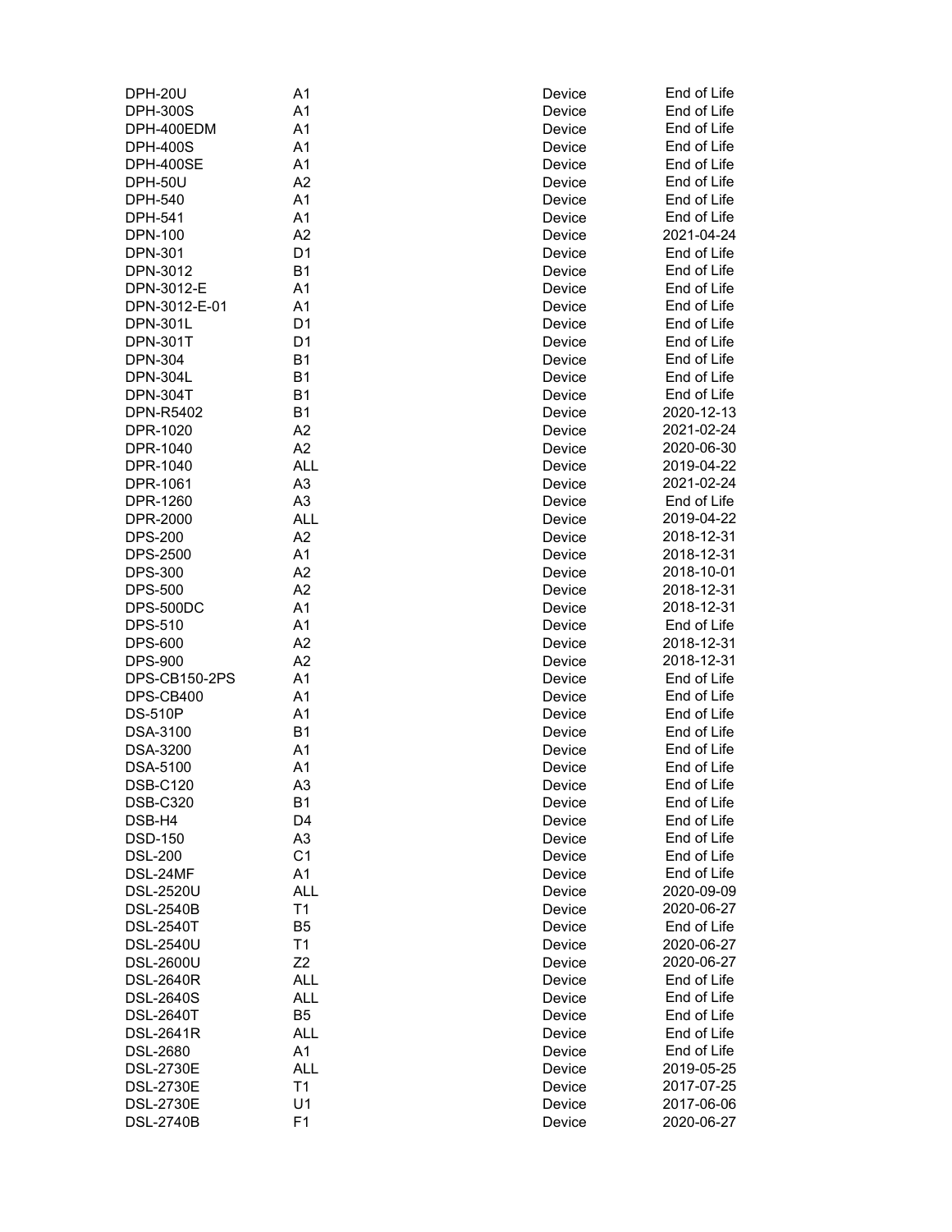| DPH-20U | A1 | Device | End of Life |
|---|---|---|---|
| DPH-300S | A1 | Device | End of Life |
| DPH-400EDM | A1 | Device | End of Life |
| DPH-400S | A1 | Device | End of Life |
| DPH-400SE | A1 | Device | End of Life |
| DPH-50U | A2 | Device | End of Life |
| DPH-540 | A1 | Device | End of Life |
| DPH-541 | A1 | Device | End of Life |
| DPN-100 | A2 | Device | 2021-04-24 |
| DPN-301 | D1 | Device | End of Life |
| DPN-3012 | B1 | Device | End of Life |
| DPN-3012-E | A1 | Device | End of Life |
| DPN-3012-E-01 | A1 | Device | End of Life |
| DPN-301L | D1 | Device | End of Life |
| DPN-301T | D1 | Device | End of Life |
| DPN-304 | B1 | Device | End of Life |
| DPN-304L | B1 | Device | End of Life |
| DPN-304T | B1 | Device | End of Life |
| DPN-R5402 | B1 | Device | 2020-12-13 |
| DPR-1020 | A2 | Device | 2021-02-24 |
| DPR-1040 | A2 | Device | 2020-06-30 |
| DPR-1040 | ALL | Device | 2019-04-22 |
| DPR-1061 | A3 | Device | 2021-02-24 |
| DPR-1260 | A3 | Device | End of Life |
| DPR-2000 | ALL | Device | 2019-04-22 |
| DPS-200 | A2 | Device | 2018-12-31 |
| DPS-2500 | A1 | Device | 2018-12-31 |
| DPS-300 | A2 | Device | 2018-10-01 |
| DPS-500 | A2 | Device | 2018-12-31 |
| DPS-500DC | A1 | Device | 2018-12-31 |
| DPS-510 | A1 | Device | End of Life |
| DPS-600 | A2 | Device | 2018-12-31 |
| DPS-900 | A2 | Device | 2018-12-31 |
| DPS-CB150-2PS | A1 | Device | End of Life |
| DPS-CB400 | A1 | Device | End of Life |
| DS-510P | A1 | Device | End of Life |
| DSA-3100 | B1 | Device | End of Life |
| DSA-3200 | A1 | Device | End of Life |
| DSA-5100 | A1 | Device | End of Life |
| DSB-C120 | A3 | Device | End of Life |
| DSB-C320 | B1 | Device | End of Life |
| DSB-H4 | D4 | Device | End of Life |
| DSD-150 | A3 | Device | End of Life |
| DSL-200 | C1 | Device | End of Life |
| DSL-24MF | A1 | Device | End of Life |
| DSL-2520U | ALL | Device | 2020-09-09 |
| DSL-2540B | T1 | Device | 2020-06-27 |
| DSL-2540T | B5 | Device | End of Life |
| DSL-2540U | T1 | Device | 2020-06-27 |
| DSL-2600U | Z2 | Device | 2020-06-27 |
| DSL-2640R | ALL | Device | End of Life |
| DSL-2640S | ALL | Device | End of Life |
| DSL-2640T | B5 | Device | End of Life |
| DSL-2641R | ALL | Device | End of Life |
| DSL-2680 | A1 | Device | End of Life |
| DSL-2730E | ALL | Device | 2019-05-25 |
| DSL-2730E | T1 | Device | 2017-07-25 |
| DSL-2730E | U1 | Device | 2017-06-06 |
| DSL-2740B | F1 | Device | 2020-06-27 |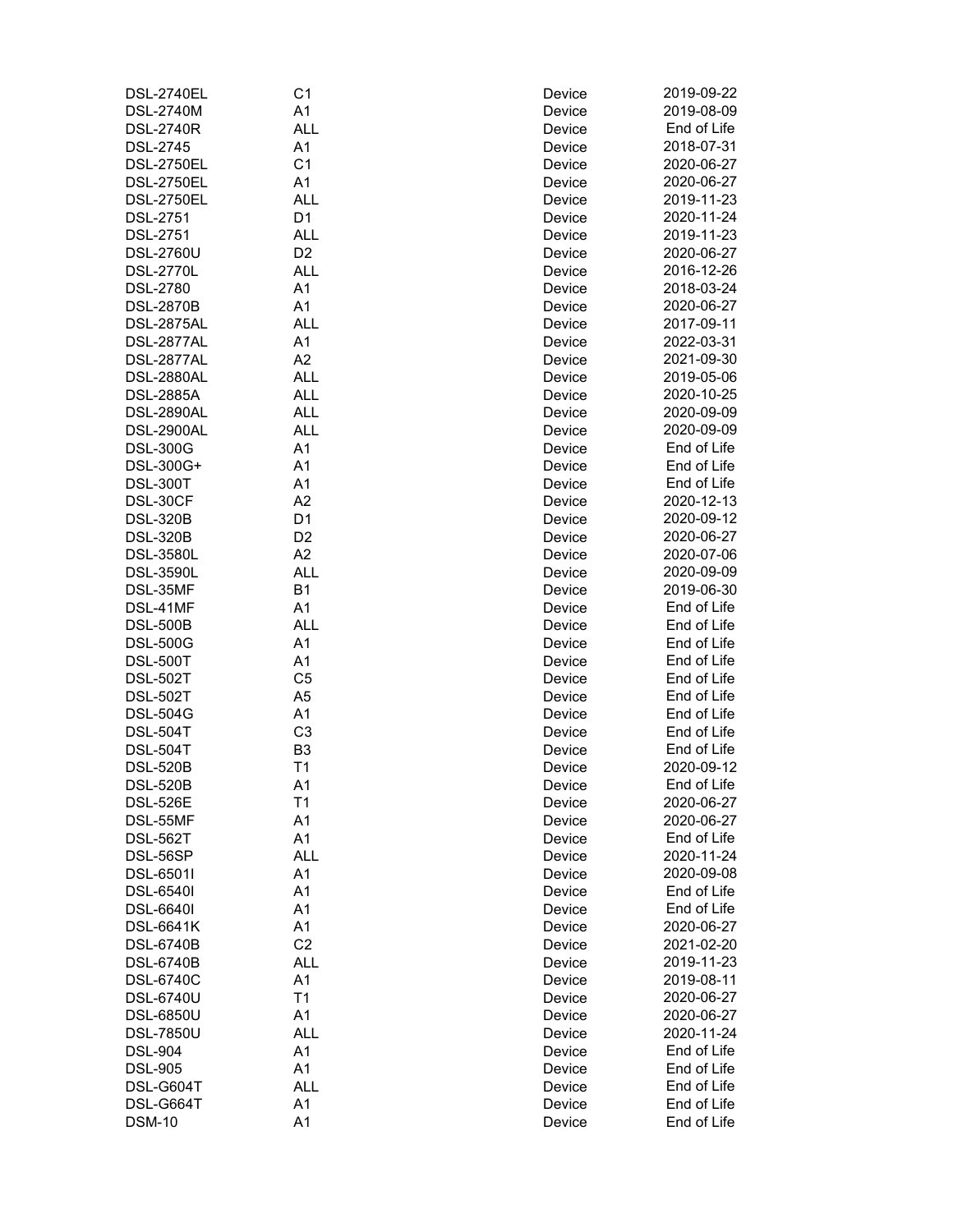| | | | |
|---|---|---|---|
| DSL-2740EL | C1 | Device | 2019-09-22 |
| DSL-2740M | A1 | Device | 2019-08-09 |
| DSL-2740R | ALL | Device | End of Life |
| DSL-2745 | A1 | Device | 2018-07-31 |
| DSL-2750EL | C1 | Device | 2020-06-27 |
| DSL-2750EL | A1 | Device | 2020-06-27 |
| DSL-2750EL | ALL | Device | 2019-11-23 |
| DSL-2751 | D1 | Device | 2020-11-24 |
| DSL-2751 | ALL | Device | 2019-11-23 |
| DSL-2760U | D2 | Device | 2020-06-27 |
| DSL-2770L | ALL | Device | 2016-12-26 |
| DSL-2780 | A1 | Device | 2018-03-24 |
| DSL-2870B | A1 | Device | 2020-06-27 |
| DSL-2875AL | ALL | Device | 2017-09-11 |
| DSL-2877AL | A1 | Device | 2022-03-31 |
| DSL-2877AL | A2 | Device | 2021-09-30 |
| DSL-2880AL | ALL | Device | 2019-05-06 |
| DSL-2885A | ALL | Device | 2020-10-25 |
| DSL-2890AL | ALL | Device | 2020-09-09 |
| DSL-2900AL | ALL | Device | 2020-09-09 |
| DSL-300G | A1 | Device | End of Life |
| DSL-300G+ | A1 | Device | End of Life |
| DSL-300T | A1 | Device | End of Life |
| DSL-30CF | A2 | Device | 2020-12-13 |
| DSL-320B | D1 | Device | 2020-09-12 |
| DSL-320B | D2 | Device | 2020-06-27 |
| DSL-3580L | A2 | Device | 2020-07-06 |
| DSL-3590L | ALL | Device | 2020-09-09 |
| DSL-35MF | B1 | Device | 2019-06-30 |
| DSL-41MF | A1 | Device | End of Life |
| DSL-500B | ALL | Device | End of Life |
| DSL-500G | A1 | Device | End of Life |
| DSL-500T | A1 | Device | End of Life |
| DSL-502T | C5 | Device | End of Life |
| DSL-502T | A5 | Device | End of Life |
| DSL-504G | A1 | Device | End of Life |
| DSL-504T | C3 | Device | End of Life |
| DSL-504T | B3 | Device | End of Life |
| DSL-520B | T1 | Device | 2020-09-12 |
| DSL-520B | A1 | Device | End of Life |
| DSL-526E | T1 | Device | 2020-06-27 |
| DSL-55MF | A1 | Device | 2020-06-27 |
| DSL-562T | A1 | Device | End of Life |
| DSL-56SP | ALL | Device | 2020-11-24 |
| DSL-6501I | A1 | Device | 2020-09-08 |
| DSL-6540I | A1 | Device | End of Life |
| DSL-6640I | A1 | Device | End of Life |
| DSL-6641K | A1 | Device | 2020-06-27 |
| DSL-6740B | C2 | Device | 2021-02-20 |
| DSL-6740B | ALL | Device | 2019-11-23 |
| DSL-6740C | A1 | Device | 2019-08-11 |
| DSL-6740U | T1 | Device | 2020-06-27 |
| DSL-6850U | A1 | Device | 2020-06-27 |
| DSL-7850U | ALL | Device | 2020-11-24 |
| DSL-904 | A1 | Device | End of Life |
| DSL-905 | A1 | Device | End of Life |
| DSL-G604T | ALL | Device | End of Life |
| DSL-G664T | A1 | Device | End of Life |
| DSM-10 | A1 | Device | End of Life |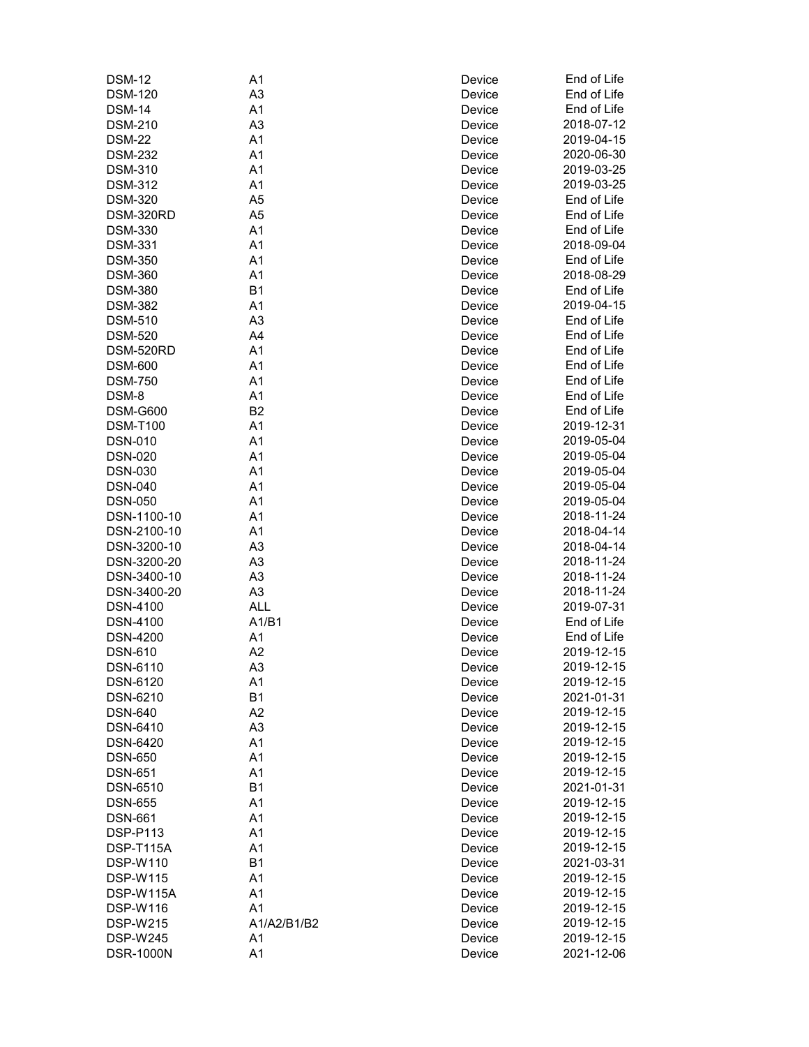| | | | |
|---|---|---|---|
| DSM-12 | A1 | Device | End of Life |
| DSM-120 | A3 | Device | End of Life |
| DSM-14 | A1 | Device | End of Life |
| DSM-210 | A3 | Device | 2018-07-12 |
| DSM-22 | A1 | Device | 2019-04-15 |
| DSM-232 | A1 | Device | 2020-06-30 |
| DSM-310 | A1 | Device | 2019-03-25 |
| DSM-312 | A1 | Device | 2019-03-25 |
| DSM-320 | A5 | Device | End of Life |
| DSM-320RD | A5 | Device | End of Life |
| DSM-330 | A1 | Device | End of Life |
| DSM-331 | A1 | Device | 2018-09-04 |
| DSM-350 | A1 | Device | End of Life |
| DSM-360 | A1 | Device | 2018-08-29 |
| DSM-380 | B1 | Device | End of Life |
| DSM-382 | A1 | Device | 2019-04-15 |
| DSM-510 | A3 | Device | End of Life |
| DSM-520 | A4 | Device | End of Life |
| DSM-520RD | A1 | Device | End of Life |
| DSM-600 | A1 | Device | End of Life |
| DSM-750 | A1 | Device | End of Life |
| DSM-8 | A1 | Device | End of Life |
| DSM-G600 | B2 | Device | End of Life |
| DSM-T100 | A1 | Device | 2019-12-31 |
| DSN-010 | A1 | Device | 2019-05-04 |
| DSN-020 | A1 | Device | 2019-05-04 |
| DSN-030 | A1 | Device | 2019-05-04 |
| DSN-040 | A1 | Device | 2019-05-04 |
| DSN-050 | A1 | Device | 2019-05-04 |
| DSN-1100-10 | A1 | Device | 2018-11-24 |
| DSN-2100-10 | A1 | Device | 2018-04-14 |
| DSN-3200-10 | A3 | Device | 2018-04-14 |
| DSN-3200-20 | A3 | Device | 2018-11-24 |
| DSN-3400-10 | A3 | Device | 2018-11-24 |
| DSN-3400-20 | A3 | Device | 2018-11-24 |
| DSN-4100 | ALL | Device | 2019-07-31 |
| DSN-4100 | A1/B1 | Device | End of Life |
| DSN-4200 | A1 | Device | End of Life |
| DSN-610 | A2 | Device | 2019-12-15 |
| DSN-6110 | A3 | Device | 2019-12-15 |
| DSN-6120 | A1 | Device | 2019-12-15 |
| DSN-6210 | B1 | Device | 2021-01-31 |
| DSN-640 | A2 | Device | 2019-12-15 |
| DSN-6410 | A3 | Device | 2019-12-15 |
| DSN-6420 | A1 | Device | 2019-12-15 |
| DSN-650 | A1 | Device | 2019-12-15 |
| DSN-651 | A1 | Device | 2019-12-15 |
| DSN-6510 | B1 | Device | 2021-01-31 |
| DSN-655 | A1 | Device | 2019-12-15 |
| DSN-661 | A1 | Device | 2019-12-15 |
| DSP-P113 | A1 | Device | 2019-12-15 |
| DSP-T115A | A1 | Device | 2019-12-15 |
| DSP-W110 | B1 | Device | 2021-03-31 |
| DSP-W115 | A1 | Device | 2019-12-15 |
| DSP-W115A | A1 | Device | 2019-12-15 |
| DSP-W116 | A1 | Device | 2019-12-15 |
| DSP-W215 | A1/A2/B1/B2 | Device | 2019-12-15 |
| DSP-W245 | A1 | Device | 2019-12-15 |
| DSR-1000N | A1 | Device | 2021-12-06 |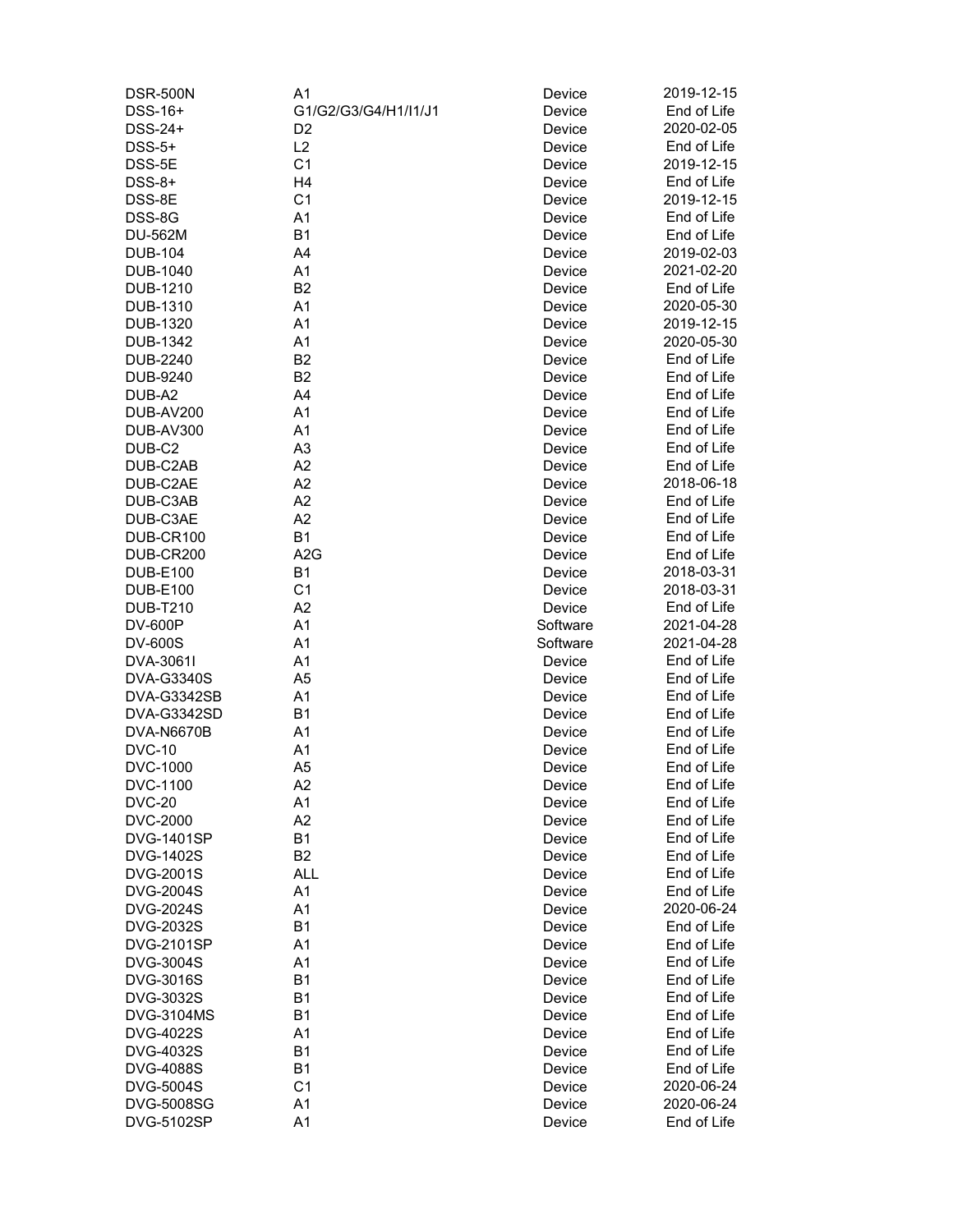| | | | |
|---|---|---|---|
| DSR-500N | A1 | Device | 2019-12-15 |
| DSS-16+ | G1/G2/G3/G4/H1/I1/J1 | Device | End of Life |
| DSS-24+ | D2 | Device | 2020-02-05 |
| DSS-5+ | L2 | Device | End of Life |
| DSS-5E | C1 | Device | 2019-12-15 |
| DSS-8+ | H4 | Device | End of Life |
| DSS-8E | C1 | Device | 2019-12-15 |
| DSS-8G | A1 | Device | End of Life |
| DU-562M | B1 | Device | End of Life |
| DUB-104 | A4 | Device | 2019-02-03 |
| DUB-1040 | A1 | Device | 2021-02-20 |
| DUB-1210 | B2 | Device | End of Life |
| DUB-1310 | A1 | Device | 2020-05-30 |
| DUB-1320 | A1 | Device | 2019-12-15 |
| DUB-1342 | A1 | Device | 2020-05-30 |
| DUB-2240 | B2 | Device | End of Life |
| DUB-9240 | B2 | Device | End of Life |
| DUB-A2 | A4 | Device | End of Life |
| DUB-AV200 | A1 | Device | End of Life |
| DUB-AV300 | A1 | Device | End of Life |
| DUB-C2 | A3 | Device | End of Life |
| DUB-C2AB | A2 | Device | End of Life |
| DUB-C2AE | A2 | Device | 2018-06-18 |
| DUB-C3AB | A2 | Device | End of Life |
| DUB-C3AE | A2 | Device | End of Life |
| DUB-CR100 | B1 | Device | End of Life |
| DUB-CR200 | A2G | Device | End of Life |
| DUB-E100 | B1 | Device | 2018-03-31 |
| DUB-E100 | C1 | Device | 2018-03-31 |
| DUB-T210 | A2 | Device | End of Life |
| DV-600P | A1 | Software | 2021-04-28 |
| DV-600S | A1 | Software | 2021-04-28 |
| DVA-3061I | A1 | Device | End of Life |
| DVA-G3340S | A5 | Device | End of Life |
| DVA-G3342SB | A1 | Device | End of Life |
| DVA-G3342SD | B1 | Device | End of Life |
| DVA-N6670B | A1 | Device | End of Life |
| DVC-10 | A1 | Device | End of Life |
| DVC-1000 | A5 | Device | End of Life |
| DVC-1100 | A2 | Device | End of Life |
| DVC-20 | A1 | Device | End of Life |
| DVC-2000 | A2 | Device | End of Life |
| DVG-1401SP | B1 | Device | End of Life |
| DVG-1402S | B2 | Device | End of Life |
| DVG-2001S | ALL | Device | End of Life |
| DVG-2004S | A1 | Device | End of Life |
| DVG-2024S | A1 | Device | 2020-06-24 |
| DVG-2032S | B1 | Device | End of Life |
| DVG-2101SP | A1 | Device | End of Life |
| DVG-3004S | A1 | Device | End of Life |
| DVG-3016S | B1 | Device | End of Life |
| DVG-3032S | B1 | Device | End of Life |
| DVG-3104MS | B1 | Device | End of Life |
| DVG-4022S | A1 | Device | End of Life |
| DVG-4032S | B1 | Device | End of Life |
| DVG-4088S | B1 | Device | End of Life |
| DVG-5004S | C1 | Device | 2020-06-24 |
| DVG-5008SG | A1 | Device | 2020-06-24 |
| DVG-5102SP | A1 | Device | End of Life |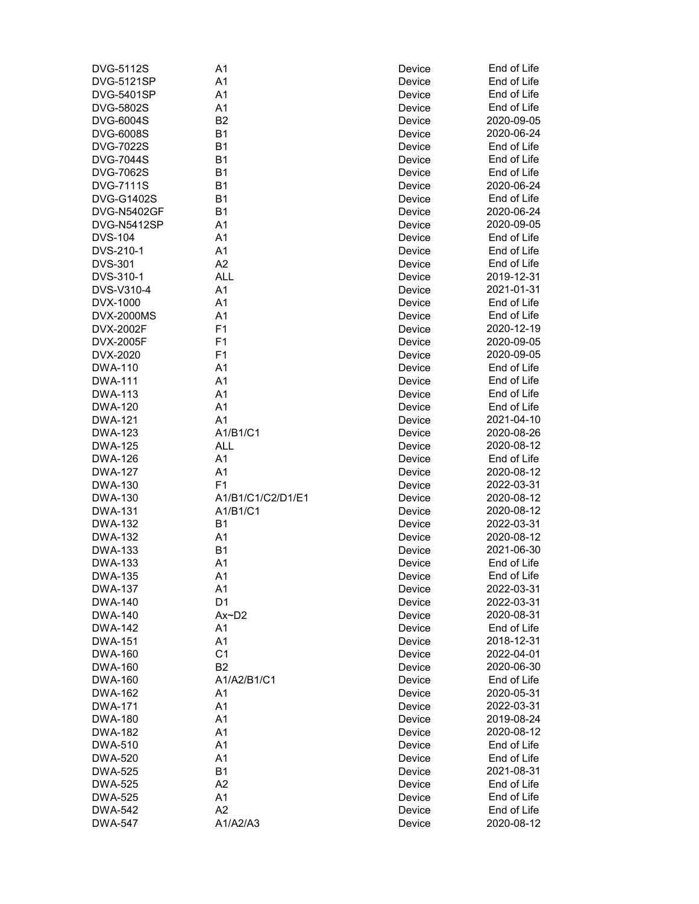| | | | |
|---|---|---|---|
| DVG-5112S | A1 | Device | End of Life |
| DVG-5121SP | A1 | Device | End of Life |
| DVG-5401SP | A1 | Device | End of Life |
| DVG-5802S | A1 | Device | End of Life |
| DVG-6004S | B2 | Device | 2020-09-05 |
| DVG-6008S | B1 | Device | 2020-06-24 |
| DVG-7022S | B1 | Device | End of Life |
| DVG-7044S | B1 | Device | End of Life |
| DVG-7062S | B1 | Device | End of Life |
| DVG-7111S | B1 | Device | 2020-06-24 |
| DVG-G1402S | B1 | Device | End of Life |
| DVG-N5402GF | B1 | Device | 2020-06-24 |
| DVG-N5412SP | A1 | Device | 2020-09-05 |
| DVS-104 | A1 | Device | End of Life |
| DVS-210-1 | A1 | Device | End of Life |
| DVS-301 | A2 | Device | End of Life |
| DVS-310-1 | ALL | Device | 2019-12-31 |
| DVS-V310-4 | A1 | Device | 2021-01-31 |
| DVX-1000 | A1 | Device | End of Life |
| DVX-2000MS | A1 | Device | End of Life |
| DVX-2002F | F1 | Device | 2020-12-19 |
| DVX-2005F | F1 | Device | 2020-09-05 |
| DVX-2020 | F1 | Device | 2020-09-05 |
| DWA-110 | A1 | Device | End of Life |
| DWA-111 | A1 | Device | End of Life |
| DWA-113 | A1 | Device | End of Life |
| DWA-120 | A1 | Device | End of Life |
| DWA-121 | A1 | Device | 2021-04-10 |
| DWA-123 | A1/B1/C1 | Device | 2020-08-26 |
| DWA-125 | ALL | Device | 2020-08-12 |
| DWA-126 | A1 | Device | End of Life |
| DWA-127 | A1 | Device | 2020-08-12 |
| DWA-130 | F1 | Device | 2022-03-31 |
| DWA-130 | A1/B1/C1/C2/D1/E1 | Device | 2020-08-12 |
| DWA-131 | A1/B1/C1 | Device | 2020-08-12 |
| DWA-132 | B1 | Device | 2022-03-31 |
| DWA-132 | A1 | Device | 2020-08-12 |
| DWA-133 | B1 | Device | 2021-06-30 |
| DWA-133 | A1 | Device | End of Life |
| DWA-135 | A1 | Device | End of Life |
| DWA-137 | A1 | Device | 2022-03-31 |
| DWA-140 | D1 | Device | 2022-03-31 |
| DWA-140 | Ax~D2 | Device | 2020-08-31 |
| DWA-142 | A1 | Device | End of Life |
| DWA-151 | A1 | Device | 2018-12-31 |
| DWA-160 | C1 | Device | 2022-04-01 |
| DWA-160 | B2 | Device | 2020-06-30 |
| DWA-160 | A1/A2/B1/C1 | Device | End of Life |
| DWA-162 | A1 | Device | 2020-05-31 |
| DWA-171 | A1 | Device | 2022-03-31 |
| DWA-180 | A1 | Device | 2019-08-24 |
| DWA-182 | A1 | Device | 2020-08-12 |
| DWA-510 | A1 | Device | End of Life |
| DWA-520 | A1 | Device | End of Life |
| DWA-525 | B1 | Device | 2021-08-31 |
| DWA-525 | A2 | Device | End of Life |
| DWA-525 | A1 | Device | End of Life |
| DWA-542 | A2 | Device | End of Life |
| DWA-547 | A1/A2/A3 | Device | 2020-08-12 |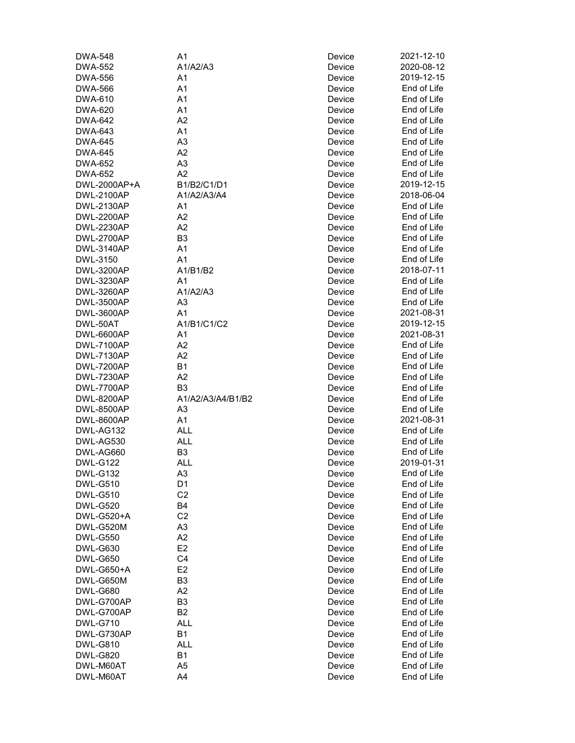| | | | |
|---|---|---|---|
| DWA-548 | A1 | Device | 2021-12-10 |
| DWA-552 | A1/A2/A3 | Device | 2020-08-12 |
| DWA-556 | A1 | Device | 2019-12-15 |
| DWA-566 | A1 | Device | End of Life |
| DWA-610 | A1 | Device | End of Life |
| DWA-620 | A1 | Device | End of Life |
| DWA-642 | A2 | Device | End of Life |
| DWA-643 | A1 | Device | End of Life |
| DWA-645 | A3 | Device | End of Life |
| DWA-645 | A2 | Device | End of Life |
| DWA-652 | A3 | Device | End of Life |
| DWA-652 | A2 | Device | End of Life |
| DWL-2000AP+A | B1/B2/C1/D1 | Device | 2019-12-15 |
| DWL-2100AP | A1/A2/A3/A4 | Device | 2018-06-04 |
| DWL-2130AP | A1 | Device | End of Life |
| DWL-2200AP | A2 | Device | End of Life |
| DWL-2230AP | A2 | Device | End of Life |
| DWL-2700AP | B3 | Device | End of Life |
| DWL-3140AP | A1 | Device | End of Life |
| DWL-3150 | A1 | Device | End of Life |
| DWL-3200AP | A1/B1/B2 | Device | 2018-07-11 |
| DWL-3230AP | A1 | Device | End of Life |
| DWL-3260AP | A1/A2/A3 | Device | End of Life |
| DWL-3500AP | A3 | Device | End of Life |
| DWL-3600AP | A1 | Device | 2021-08-31 |
| DWL-50AT | A1/B1/C1/C2 | Device | 2019-12-15 |
| DWL-6600AP | A1 | Device | 2021-08-31 |
| DWL-7100AP | A2 | Device | End of Life |
| DWL-7130AP | A2 | Device | End of Life |
| DWL-7200AP | B1 | Device | End of Life |
| DWL-7230AP | A2 | Device | End of Life |
| DWL-7700AP | B3 | Device | End of Life |
| DWL-8200AP | A1/A2/A3/A4/B1/B2 | Device | End of Life |
| DWL-8500AP | A3 | Device | End of Life |
| DWL-8600AP | A1 | Device | 2021-08-31 |
| DWL-AG132 | ALL | Device | End of Life |
| DWL-AG530 | ALL | Device | End of Life |
| DWL-AG660 | B3 | Device | End of Life |
| DWL-G122 | ALL | Device | 2019-01-31 |
| DWL-G132 | A3 | Device | End of Life |
| DWL-G510 | D1 | Device | End of Life |
| DWL-G510 | C2 | Device | End of Life |
| DWL-G520 | B4 | Device | End of Life |
| DWL-G520+A | C2 | Device | End of Life |
| DWL-G520M | A3 | Device | End of Life |
| DWL-G550 | A2 | Device | End of Life |
| DWL-G630 | E2 | Device | End of Life |
| DWL-G650 | C4 | Device | End of Life |
| DWL-G650+A | E2 | Device | End of Life |
| DWL-G650M | B3 | Device | End of Life |
| DWL-G680 | A2 | Device | End of Life |
| DWL-G700AP | B3 | Device | End of Life |
| DWL-G700AP | B2 | Device | End of Life |
| DWL-G710 | ALL | Device | End of Life |
| DWL-G730AP | B1 | Device | End of Life |
| DWL-G810 | ALL | Device | End of Life |
| DWL-G820 | B1 | Device | End of Life |
| DWL-M60AT | A5 | Device | End of Life |
| DWL-M60AT | A4 | Device | End of Life |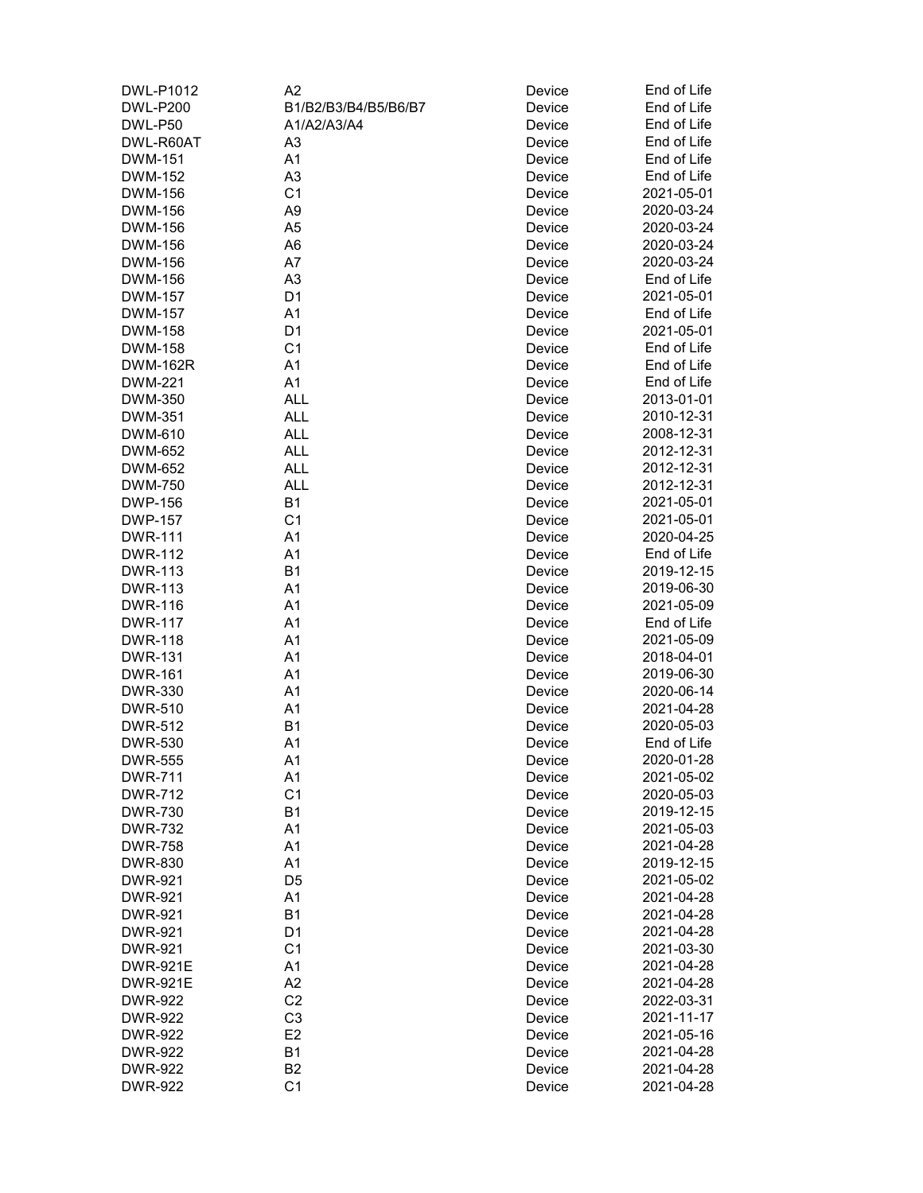| | | | |
|---|---|---|---|
| DWL-P1012 | A2 | Device | End of Life |
| DWL-P200 | B1/B2/B3/B4/B5/B6/B7 | Device | End of Life |
| DWL-P50 | A1/A2/A3/A4 | Device | End of Life |
| DWL-R60AT | A3 | Device | End of Life |
| DWM-151 | A1 | Device | End of Life |
| DWM-152 | A3 | Device | End of Life |
| DWM-156 | C1 | Device | 2021-05-01 |
| DWM-156 | A9 | Device | 2020-03-24 |
| DWM-156 | A5 | Device | 2020-03-24 |
| DWM-156 | A6 | Device | 2020-03-24 |
| DWM-156 | A7 | Device | 2020-03-24 |
| DWM-156 | A3 | Device | End of Life |
| DWM-157 | D1 | Device | 2021-05-01 |
| DWM-157 | A1 | Device | End of Life |
| DWM-158 | D1 | Device | 2021-05-01 |
| DWM-158 | C1 | Device | End of Life |
| DWM-162R | A1 | Device | End of Life |
| DWM-221 | A1 | Device | End of Life |
| DWM-350 | ALL | Device | 2013-01-01 |
| DWM-351 | ALL | Device | 2010-12-31 |
| DWM-610 | ALL | Device | 2008-12-31 |
| DWM-652 | ALL | Device | 2012-12-31 |
| DWM-652 | ALL | Device | 2012-12-31 |
| DWM-750 | ALL | Device | 2012-12-31 |
| DWP-156 | B1 | Device | 2021-05-01 |
| DWP-157 | C1 | Device | 2021-05-01 |
| DWR-111 | A1 | Device | 2020-04-25 |
| DWR-112 | A1 | Device | End of Life |
| DWR-113 | B1 | Device | 2019-12-15 |
| DWR-113 | A1 | Device | 2019-06-30 |
| DWR-116 | A1 | Device | 2021-05-09 |
| DWR-117 | A1 | Device | End of Life |
| DWR-118 | A1 | Device | 2021-05-09 |
| DWR-131 | A1 | Device | 2018-04-01 |
| DWR-161 | A1 | Device | 2019-06-30 |
| DWR-330 | A1 | Device | 2020-06-14 |
| DWR-510 | A1 | Device | 2021-04-28 |
| DWR-512 | B1 | Device | 2020-05-03 |
| DWR-530 | A1 | Device | End of Life |
| DWR-555 | A1 | Device | 2020-01-28 |
| DWR-711 | A1 | Device | 2021-05-02 |
| DWR-712 | C1 | Device | 2020-05-03 |
| DWR-730 | B1 | Device | 2019-12-15 |
| DWR-732 | A1 | Device | 2021-05-03 |
| DWR-758 | A1 | Device | 2021-04-28 |
| DWR-830 | A1 | Device | 2019-12-15 |
| DWR-921 | D5 | Device | 2021-05-02 |
| DWR-921 | A1 | Device | 2021-04-28 |
| DWR-921 | B1 | Device | 2021-04-28 |
| DWR-921 | D1 | Device | 2021-04-28 |
| DWR-921 | C1 | Device | 2021-03-30 |
| DWR-921E | A1 | Device | 2021-04-28 |
| DWR-921E | A2 | Device | 2021-04-28 |
| DWR-922 | C2 | Device | 2022-03-31 |
| DWR-922 | C3 | Device | 2021-11-17 |
| DWR-922 | E2 | Device | 2021-05-16 |
| DWR-922 | B1 | Device | 2021-04-28 |
| DWR-922 | B2 | Device | 2021-04-28 |
| DWR-922 | C1 | Device | 2021-04-28 |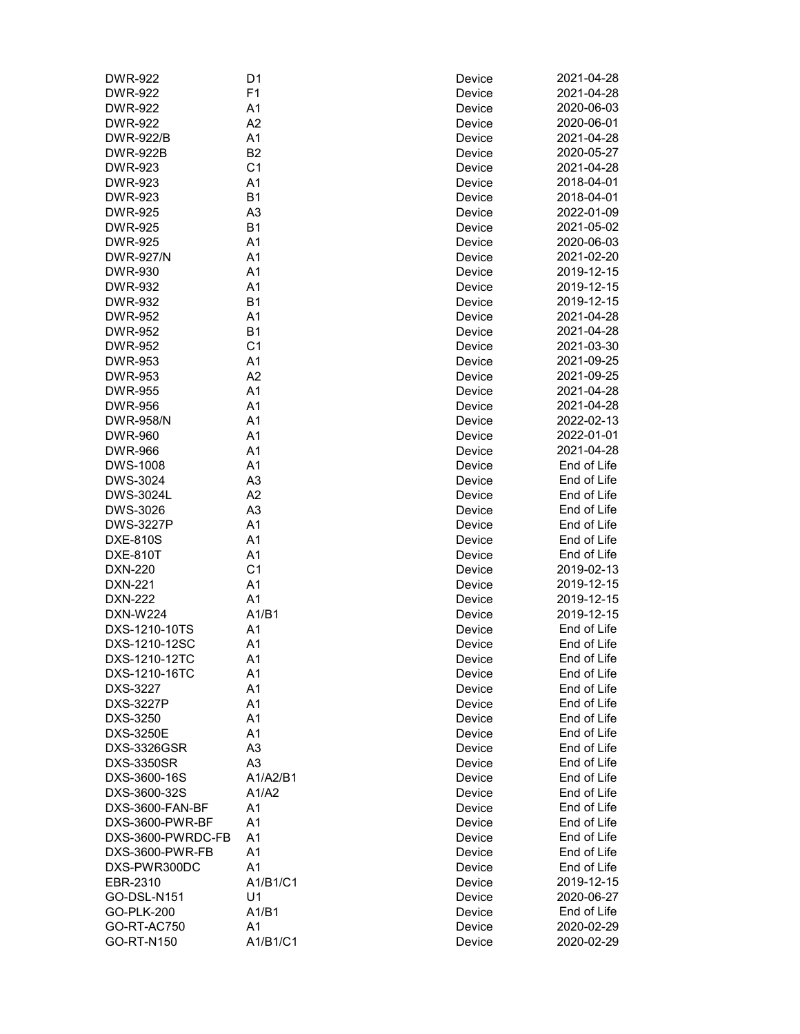| | | | |
|---|---|---|---|
| DWR-922 | D1 | Device | 2021-04-28 |
| DWR-922 | F1 | Device | 2021-04-28 |
| DWR-922 | A1 | Device | 2020-06-03 |
| DWR-922 | A2 | Device | 2020-06-01 |
| DWR-922/B | A1 | Device | 2021-04-28 |
| DWR-922B | B2 | Device | 2020-05-27 |
| DWR-923 | C1 | Device | 2021-04-28 |
| DWR-923 | A1 | Device | 2018-04-01 |
| DWR-923 | B1 | Device | 2018-04-01 |
| DWR-925 | A3 | Device | 2022-01-09 |
| DWR-925 | B1 | Device | 2021-05-02 |
| DWR-925 | A1 | Device | 2020-06-03 |
| DWR-927/N | A1 | Device | 2021-02-20 |
| DWR-930 | A1 | Device | 2019-12-15 |
| DWR-932 | A1 | Device | 2019-12-15 |
| DWR-932 | B1 | Device | 2019-12-15 |
| DWR-952 | A1 | Device | 2021-04-28 |
| DWR-952 | B1 | Device | 2021-04-28 |
| DWR-952 | C1 | Device | 2021-03-30 |
| DWR-953 | A1 | Device | 2021-09-25 |
| DWR-953 | A2 | Device | 2021-09-25 |
| DWR-955 | A1 | Device | 2021-04-28 |
| DWR-956 | A1 | Device | 2021-04-28 |
| DWR-958/N | A1 | Device | 2022-02-13 |
| DWR-960 | A1 | Device | 2022-01-01 |
| DWR-966 | A1 | Device | 2021-04-28 |
| DWS-1008 | A1 | Device | End of Life |
| DWS-3024 | A3 | Device | End of Life |
| DWS-3024L | A2 | Device | End of Life |
| DWS-3026 | A3 | Device | End of Life |
| DWS-3227P | A1 | Device | End of Life |
| DXE-810S | A1 | Device | End of Life |
| DXE-810T | A1 | Device | End of Life |
| DXN-220 | C1 | Device | 2019-02-13 |
| DXN-221 | A1 | Device | 2019-12-15 |
| DXN-222 | A1 | Device | 2019-12-15 |
| DXN-W224 | A1/B1 | Device | 2019-12-15 |
| DXS-1210-10TS | A1 | Device | End of Life |
| DXS-1210-12SC | A1 | Device | End of Life |
| DXS-1210-12TC | A1 | Device | End of Life |
| DXS-1210-16TC | A1 | Device | End of Life |
| DXS-3227 | A1 | Device | End of Life |
| DXS-3227P | A1 | Device | End of Life |
| DXS-3250 | A1 | Device | End of Life |
| DXS-3250E | A1 | Device | End of Life |
| DXS-3326GSR | A3 | Device | End of Life |
| DXS-3350SR | A3 | Device | End of Life |
| DXS-3600-16S | A1/A2/B1 | Device | End of Life |
| DXS-3600-32S | A1/A2 | Device | End of Life |
| DXS-3600-FAN-BF | A1 | Device | End of Life |
| DXS-3600-PWR-BF | A1 | Device | End of Life |
| DXS-3600-PWRDC-FB | A1 | Device | End of Life |
| DXS-3600-PWR-FB | A1 | Device | End of Life |
| DXS-PWR300DC | A1 | Device | End of Life |
| EBR-2310 | A1/B1/C1 | Device | 2019-12-15 |
| GO-DSL-N151 | U1 | Device | 2020-06-27 |
| GO-PLK-200 | A1/B1 | Device | End of Life |
| GO-RT-AC750 | A1 | Device | 2020-02-29 |
| GO-RT-N150 | A1/B1/C1 | Device | 2020-02-29 |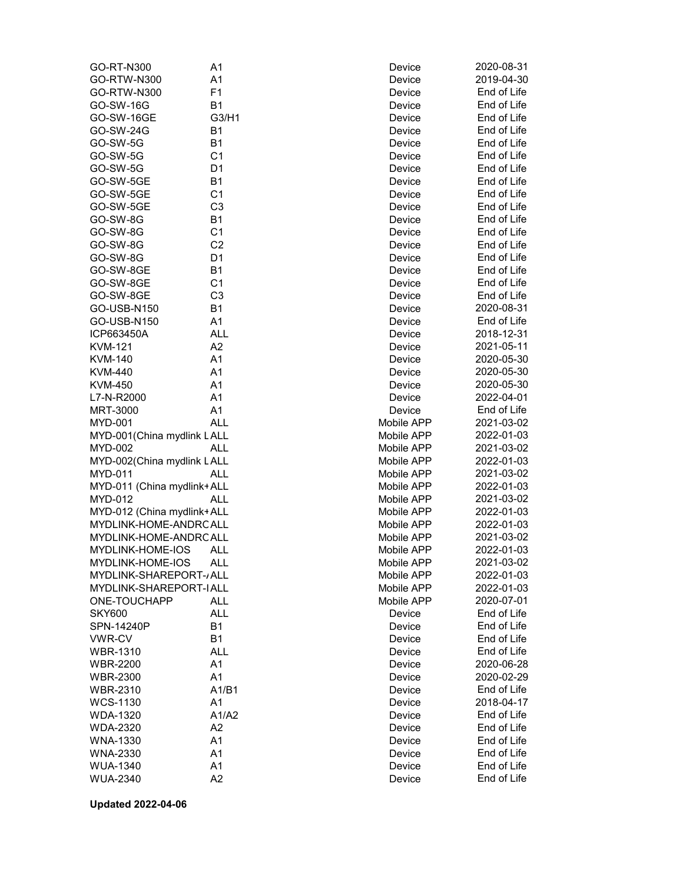| | | | |
|---|---|---|---|
| GO-RT-N300 | A1 | Device | 2020-08-31 |
| GO-RTW-N300 | A1 | Device | 2019-04-30 |
| GO-RTW-N300 | F1 | Device | End of Life |
| GO-SW-16G | B1 | Device | End of Life |
| GO-SW-16GE | G3/H1 | Device | End of Life |
| GO-SW-24G | B1 | Device | End of Life |
| GO-SW-5G | B1 | Device | End of Life |
| GO-SW-5G | C1 | Device | End of Life |
| GO-SW-5G | D1 | Device | End of Life |
| GO-SW-5GE | B1 | Device | End of Life |
| GO-SW-5GE | C1 | Device | End of Life |
| GO-SW-5GE | C3 | Device | End of Life |
| GO-SW-8G | B1 | Device | End of Life |
| GO-SW-8G | C1 | Device | End of Life |
| GO-SW-8G | C2 | Device | End of Life |
| GO-SW-8G | D1 | Device | End of Life |
| GO-SW-8GE | B1 | Device | End of Life |
| GO-SW-8GE | C1 | Device | End of Life |
| GO-SW-8GE | C3 | Device | End of Life |
| GO-USB-N150 | B1 | Device | 2020-08-31 |
| GO-USB-N150 | A1 | Device | End of Life |
| ICP663450A | ALL | Device | 2018-12-31 |
| KVM-121 | A2 | Device | 2021-05-11 |
| KVM-140 | A1 | Device | 2020-05-30 |
| KVM-440 | A1 | Device | 2020-05-30 |
| KVM-450 | A1 | Device | 2020-05-30 |
| L7-N-R2000 | A1 | Device | 2022-04-01 |
| MRT-3000 | A1 | Device | End of Life |
| MYD-001 | ALL | Mobile APP | 2021-03-02 |
| MYD-001(China mydlink L | ALL | Mobile APP | 2022-01-03 |
| MYD-002 | ALL | Mobile APP | 2021-03-02 |
| MYD-002(China mydlink L | ALL | Mobile APP | 2022-01-03 |
| MYD-011 | ALL | Mobile APP | 2021-03-02 |
| MYD-011 (China mydlink+ | ALL | Mobile APP | 2022-01-03 |
| MYD-012 | ALL | Mobile APP | 2021-03-02 |
| MYD-012 (China mydlink+ | ALL | Mobile APP | 2022-01-03 |
| MYDLINK-HOME-ANDRO | ALL | Mobile APP | 2022-01-03 |
| MYDLINK-HOME-ANDRO | ALL | Mobile APP | 2021-03-02 |
| MYDLINK-HOME-IOS | ALL | Mobile APP | 2022-01-03 |
| MYDLINK-HOME-IOS | ALL | Mobile APP | 2021-03-02 |
| MYDLINK-SHAREPORT-A | ALL | Mobile APP | 2022-01-03 |
| MYDLINK-SHAREPORT-I | ALL | Mobile APP | 2022-01-03 |
| ONE-TOUCHAPP | ALL | Mobile APP | 2020-07-01 |
| SKY600 | ALL | Device | End of Life |
| SPN-14240P | B1 | Device | End of Life |
| VWR-CV | B1 | Device | End of Life |
| WBR-1310 | ALL | Device | End of Life |
| WBR-2200 | A1 | Device | 2020-06-28 |
| WBR-2300 | A1 | Device | 2020-02-29 |
| WBR-2310 | A1/B1 | Device | End of Life |
| WCS-1130 | A1 | Device | 2018-04-17 |
| WDA-1320 | A1/A2 | Device | End of Life |
| WDA-2320 | A2 | Device | End of Life |
| WNA-1330 | A1 | Device | End of Life |
| WNA-2330 | A1 | Device | End of Life |
| WUA-1340 | A1 | Device | End of Life |
| WUA-2340 | A2 | Device | End of Life |

**Updated 2022-04-06**